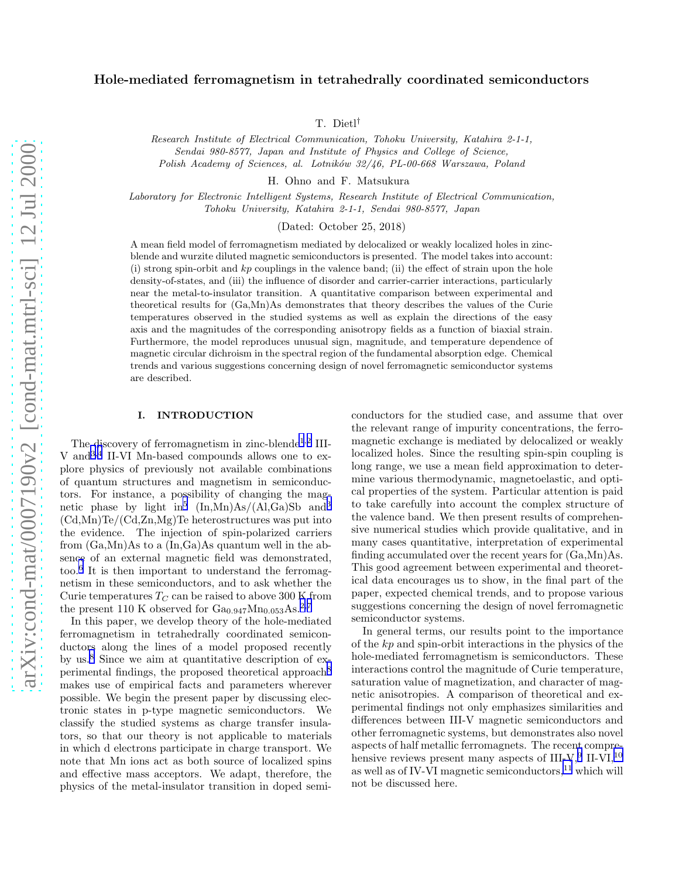# Hole-mediated ferromagnetism in tetrahedrally coordinated semiconductors

T. Dietl[†]

*Research Institute of Electrical Communication, Tohoku University, Katahira 2-1-1, Sendai 980-8577, Japan and Institute of Physics and College of Science, Polish Academy of Sciences, al. Lotników 32/46, PL-00-668 Warszawa, Poland*

H. Ohno and F. Matsukura

*Laboratory for Electronic Intelligent Systems, Research Institute of Electrical Communication, Tohoku University, Katahira 2-1-1, Sendai 980-8577, Japan*

(Dated: October 25, 2018)

A mean field model of ferromagnetism mediated by delocalized or weakly localized holes in zinc-blende and wurzite diluted magnetic semiconductors is presented. The model takes into account: (i) strong spin-orbit and *kp* couplings in the valence band; (ii) the effect of strain upon the hole density-of-states, and (iii) the influence of disorder and carrier-carrier interactions, particularly near the metal-to-insulator transition. A quantitative comparison between experimental and theoretical results for (Ga,Mn)As demonstrates that theory describes the values of the Curie temperatures observed in the studied systems as well as explain the directions of the easy axis and the magnitudes of the corresponding anisotropy fields as a function of biaxial strain. Furthermore, the model reproduces unusual sign, magnitude, and temperature dependence of magnetic circular dichroism in the spectral region of the fundamental absorption edge. Chemical trends and various suggestions concerning design of novel ferromagnetic semiconductor systems are described.

## I. INTRODUCTION

The discovery of ferromagnetism in zinc-blende[1,2] III-V and[3,4] II-VI Mn-based compounds allows one to explore physics of previously not available combinations of quantum structures and magnetism in semiconductors. For instance, a possibility of changing the magnetic phase by light in[5] (In,Mn)As/(Al,Ga)Sb and[3] (Cd,Mn)Te/(Cd,Zn,Mg)Te heterostructures was put into the evidence. The injection of spin-polarized carriers from (Ga,Mn)As to a (In,Ga)As quantum well in the absence of an external magnetic field was demonstrated, too.[6] It is then important to understand the ferromagnetism in these semiconductors, and to ask whether the Curie temperatures $T_C$ can be raised to above 300 K from the present 110 K observed for $Ga_{0.947}Mn_{0.053}As$.[2,7]

In this paper, we develop theory of the hole-mediated ferromagnetism in tetrahedrally coordinated semiconductors along the lines of a model proposed recently by us.[8] Since we aim at quantitative description of experimental findings, the proposed theoretical approach[8] makes use of empirical facts and parameters wherever possible. We begin the present paper by discussing electronic states in p-type magnetic semiconductors. We classify the studied systems as charge transfer insulators, so that our theory is not applicable to materials in which d electrons participate in charge transport. We note that Mn ions act as both source of localized spins and effective mass acceptors. We adapt, therefore, the physics of the metal-insulator transition in doped semiconductors for the studied case, and assume that over the relevant range of impurity concentrations, the ferromagnetic exchange is mediated by delocalized or weakly localized holes. Since the resulting spin-spin coupling is long range, we use a mean field approximation to determine various thermodynamic, magnetoelastic, and optical properties of the system. Particular attention is paid to take carefully into account the complex structure of the valence band. We then present results of comprehensive numerical studies which provide qualitative, and in many cases quantitative, interpretation of experimental finding accumulated over the recent years for (Ga,Mn)As. This good agreement between experimental and theoretical data encourages us to show, in the final part of the paper, expected chemical trends, and to propose various suggestions concerning the design of novel ferromagnetic semiconductor systems.

In general terms, our results point to the importance of the *kp* and spin-orbit interactions in the physics of the hole-mediated ferromagnetism is semiconductors. These interactions control the magnitude of Curie temperature, saturation value of magnetization, and character of magnetic anisotropies. A comparison of theoretical and experimental findings not only emphasizes similarities and differences between III-V magnetic semiconductors and other ferromagnetic systems, but demonstrates also novel aspects of half metallic ferromagnets. The recent comprehensive reviews present many aspects of III-V,[9] II-VI,[10] as well as of IV-VI magnetic semiconductors,[11] which will not be discussed here.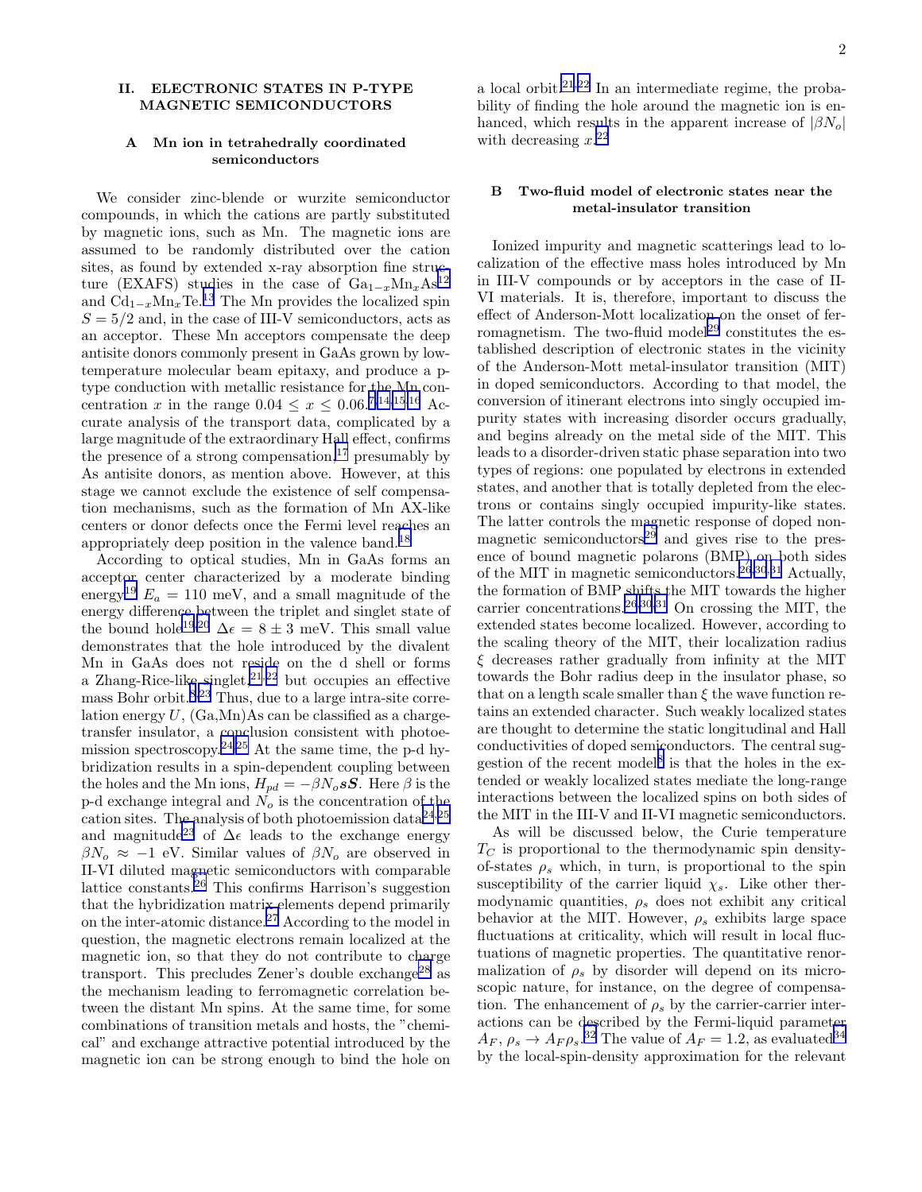## II. ELECTRONIC STATES IN P-TYPE MAGNETIC SEMICONDUCTORS

### A Mn ion in tetrahedrally coordinated semiconductors

We consider zinc-blende or wurzite semiconductor compounds, in which the cations are partly substituted by magnetic ions, such as Mn. The magnetic ions are assumed to be randomly distributed over the cation sites, as found by extended x-ray absorption fine structure (EXAFS) studies in the case of $Ga_{1-x}Mn_xAs$[12] and $Cd_{1-x}Mn_xTe$.[13] The Mn provides the localized spin $S = 5/2$ and, in the case of III-V semiconductors, acts as an acceptor. These Mn acceptors compensate the deep antisite donors commonly present in GaAs grown by low-temperature molecular beam epitaxy, and produce a p-type conduction with metallic resistance for the Mn concentration $x$ in the range $0.04 \leq x \leq 0.06$.[7,14,15,16] Accurate analysis of the transport data, complicated by a large magnitude of the extraordinary Hall effect, confirms the presence of a strong compensation,[17] presumably by As antisite donors, as mention above. However, at this stage we cannot exclude the existence of self compensation mechanisms, such as the formation of Mn AX-like centers or donor defects once the Fermi level reaches an appropriately deep position in the valence band.[18]

According to optical studies, Mn in GaAs forms an acceptor center characterized by a moderate binding energy[19] $E_a = 110$ meV, and a small magnitude of the energy difference between the triplet and singlet state of the bound hole[19,20] $\Delta\epsilon = 8 \pm 3$ meV. This small value demonstrates that the hole introduced by the divalent Mn in GaAs does not reside on the d shell or forms a Zhang-Rice-like singlet,[21,22] but occupies an effective mass Bohr orbit.[8,23] Thus, due to a large intra-site correlation energy $U$, (Ga,Mn)As can be classified as a charge-transfer insulator, a conclusion consistent with photoemission spectroscopy.[24,25] At the same time, the p-d hybridization results in a spin-dependent coupling between the holes and the Mn ions, $H_{pd} = -\beta N_o \boldsymbol{s}\boldsymbol{S}$. Here $\beta$ is the p-d exchange integral and $N_o$ is the concentration of the cation sites. The analysis of both photoemission data[24,25] and magnitude[23] of $\Delta\epsilon$ leads to the exchange energy $\beta N_o \approx -1$ eV. Similar values of $\beta N_o$ are observed in II-VI diluted magnetic semiconductors with comparable lattice constants.[26] This confirms Harrison's suggestion that the hybridization matrix elements depend primarily on the inter-atomic distance.[27] According to the model in question, the magnetic electrons remain localized at the magnetic ion, so that they do not contribute to charge transport. This precludes Zener's double exchange[28] as the mechanism leading to ferromagnetic correlation between the distant Mn spins. At the same time, for some combinations of transition metals and hosts, the "chemical" and exchange attractive potential introduced by the magnetic ion can be strong enough to bind the hole on a local orbit.[21,22] In an intermediate regime, the probability of finding the hole around the magnetic ion is enhanced, which results in the apparent increase of $|\beta N_o|$ with decreasing $x$.[22]

### B Two-fluid model of electronic states near the metal-insulator transition

Ionized impurity and magnetic scatterings lead to localization of the effective mass holes introduced by Mn in III-V compounds or by acceptors in the case of II-VI materials. It is, therefore, important to discuss the effect of Anderson-Mott localization on the onset of ferromagnetism. The two-fluid model[29] constitutes the established description of electronic states in the vicinity of the Anderson-Mott metal-insulator transition (MIT) in doped semiconductors. According to that model, the conversion of itinerant electrons into singly occupied impurity states with increasing disorder occurs gradually, and begins already on the metal side of the MIT. This leads to a disorder-driven static phase separation into two types of regions: one populated by electrons in extended states, and another that is totally depleted from the electrons or contains singly occupied impurity-like states. The latter controls the magnetic response of doped nonmagnetic semiconductors[29] and gives rise to the presence of bound magnetic polarons (BMP) on both sides of the MIT in magnetic semiconductors.[26,30,31] Actually, the formation of BMP shifts the MIT towards the higher carrier concentrations.[26,30,31] On crossing the MIT, the extended states become localized. However, according to the scaling theory of the MIT, their localization radius $\xi$ decreases rather gradually from infinity at the MIT towards the Bohr radius deep in the insulator phase, so that on a length scale smaller than $\xi$ the wave function retains an extended character. Such weakly localized states are thought to determine the static longitudinal and Hall conductivities of doped semiconductors. The central suggestion of the recent model[8] is that the holes in the extended or weakly localized states mediate the long-range interactions between the localized spins on both sides of the MIT in the III-V and II-VI magnetic semiconductors.

As will be discussed below, the Curie temperature $T_C$ is proportional to the thermodynamic spin density-of-states $\rho_s$ which, in turn, is proportional to the spin susceptibility of the carrier liquid $\chi_s$. Like other thermodynamic quantities, $\rho_s$ does not exhibit any critical behavior at the MIT. However, $\rho_s$ exhibits large space fluctuations at criticality, which will result in local fluctuations of magnetic properties. The quantitative renormalization of $\rho_s$ by disorder will depend on its microscopic nature, for instance, on the degree of compensation. The enhancement of $\rho_s$ by the carrier-carrier interactions can be described by the Fermi-liquid parameter $A_F$, $\rho_s \to A_F\rho_s$.[32] The value of $A_F = 1.2$, as evaluated[34] by the local-spin-density approximation for the relevant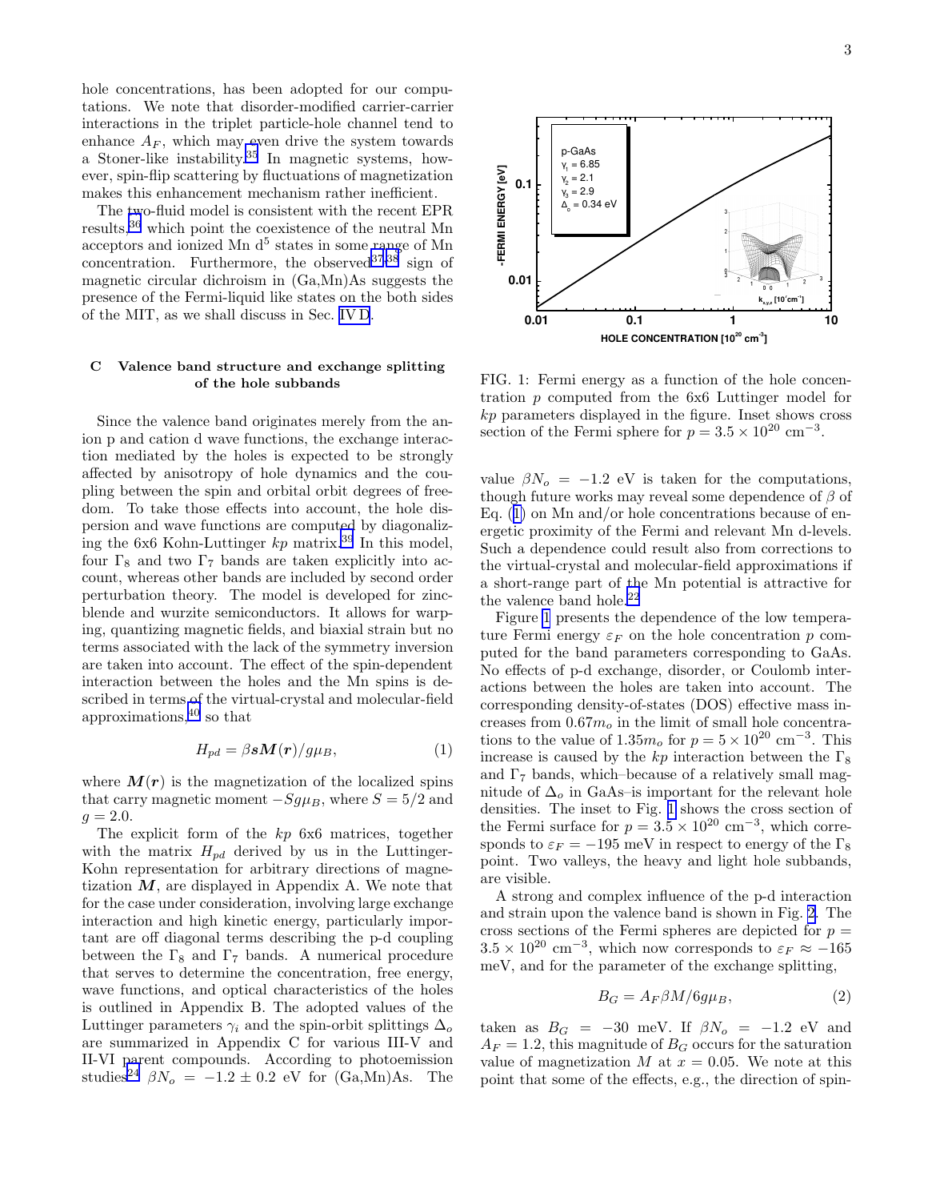hole concentrations, has been adopted for our computations. We note that disorder-modified carrier-carrier interactions in the triplet particle-hole channel tend to enhance $A_F$, which may even drive the system towards a Stoner-like instability.[35] In magnetic systems, however, spin-flip scattering by fluctuations of magnetization makes this enhancement mechanism rather inefficient.

The two-fluid model is consistent with the recent EPR results,[36] which point the coexistence of the neutral Mn acceptors and ionized Mn $d^5$ states in some range of Mn concentration. Furthermore, the observed[37,38] sign of magnetic circular dichroism in (Ga,Mn)As suggests the presence of the Fermi-liquid like states on the both sides of the MIT, as we shall discuss in Sec. IV D.

### C Valence band structure and exchange splitting of the hole subbands

Since the valence band originates merely from the anion p and cation d wave functions, the exchange interaction mediated by the holes is expected to be strongly affected by anisotropy of hole dynamics and the coupling between the spin and orbital orbit degrees of freedom. To take those effects into account, the hole dispersion and wave functions are computed by diagonalizing the 6x6 Kohn-Luttinger $kp$ matrix.[39] In this model, four $\Gamma_8$ and two $\Gamma_7$ bands are taken explicitly into account, whereas other bands are included by second order perturbation theory. The model is developed for zinc-blende and wurzite semiconductors. It allows for warping, quantizing magnetic fields, and biaxial strain but no terms associated with the lack of the symmetry inversion are taken into account. The effect of the spin-dependent interaction between the holes and the Mn spins is described in terms of the virtual-crystal and molecular-field approximations,[40] so that

$$H_{pd} = \beta \boldsymbol{s}\boldsymbol{M}(\boldsymbol{r})/g\mu_B, \tag{1}$$

where $\boldsymbol{M}(\boldsymbol{r})$ is the magnetization of the localized spins that carry magnetic moment $-Sg\mu_B$, where $S = 5/2$ and $g = 2.0$.

The explicit form of the $kp$ 6x6 matrices, together with the matrix $H_{pd}$ derived by us in the Luttinger-Kohn representation for arbitrary directions of magnetization $\boldsymbol{M}$, are displayed in Appendix A. We note that for the case under consideration, involving large exchange interaction and high kinetic energy, particularly important are off diagonal terms describing the p-d coupling between the $\Gamma_8$ and $\Gamma_7$ bands. A numerical procedure that serves to determine the concentration, free energy, wave functions, and optical characteristics of the holes is outlined in Appendix B. The adopted values of the Luttinger parameters $\gamma_i$ and the spin-orbit splittings $\Delta_o$ are summarized in Appendix C for various III-V and II-VI parent compounds. According to photoemission studies[24] $\beta N_o = -1.2 \pm 0.2$ eV for (Ga,Mn)As. The value $\beta N_o = -1.2$ eV is taken for the computations, though future works may reveal some dependence of $\beta$ of Eq. (1) on Mn and/or hole concentrations because of energetic proximity of the Fermi and relevant Mn d-levels. Such a dependence could result also from corrections to the virtual-crystal and molecular-field approximations if a short-range part of the Mn potential is attractive for the valence band hole.[22]

FIG. 1: Fermi energy as a function of the hole concentration $p$ computed from the 6x6 Luttinger model for $kp$ parameters displayed in the figure. Inset shows cross section of the Fermi sphere for $p = 3.5 \times 10^{20}$ cm$^{-3}$.

Figure 1 presents the dependence of the low temperature Fermi energy $\varepsilon_F$ on the hole concentration $p$ computed for the band parameters corresponding to GaAs. No effects of p-d exchange, disorder, or Coulomb interactions between the holes are taken into account. The corresponding density-of-states (DOS) effective mass increases from $0.67m_o$ in the limit of small hole concentrations to the value of $1.35m_o$ for $p = 5 \times 10^{20}$ cm$^{-3}$. This increase is caused by the $kp$ interaction between the $\Gamma_8$ and $\Gamma_7$ bands, which–because of a relatively small magnitude of $\Delta_o$ in GaAs–is important for the relevant hole densities. The inset to Fig. 1 shows the cross section of the Fermi surface for $p = 3.5 \times 10^{20}$ cm$^{-3}$, which corresponds to $\varepsilon_F = -195$ meV in respect to energy of the $\Gamma_8$ point. Two valleys, the heavy and light hole subbands, are visible.

A strong and complex influence of the p-d interaction and strain upon the valence band is shown in Fig. 2. The cross sections of the Fermi spheres are depicted for $p = 3.5 \times 10^{20}$ cm$^{-3}$, which now corresponds to $\varepsilon_F \approx -165$ meV, and for the parameter of the exchange splitting,

$$B_G = A_F \beta M / 6g\mu_B, \tag{2}$$

taken as $B_G = -30$ meV. If $\beta N_o = -1.2$ eV and $A_F = 1.2$, this magnitude of $B_G$ occurs for the saturation value of magnetization $M$ at $x = 0.05$. We note at this point that some of the effects, e.g., the direction of spin-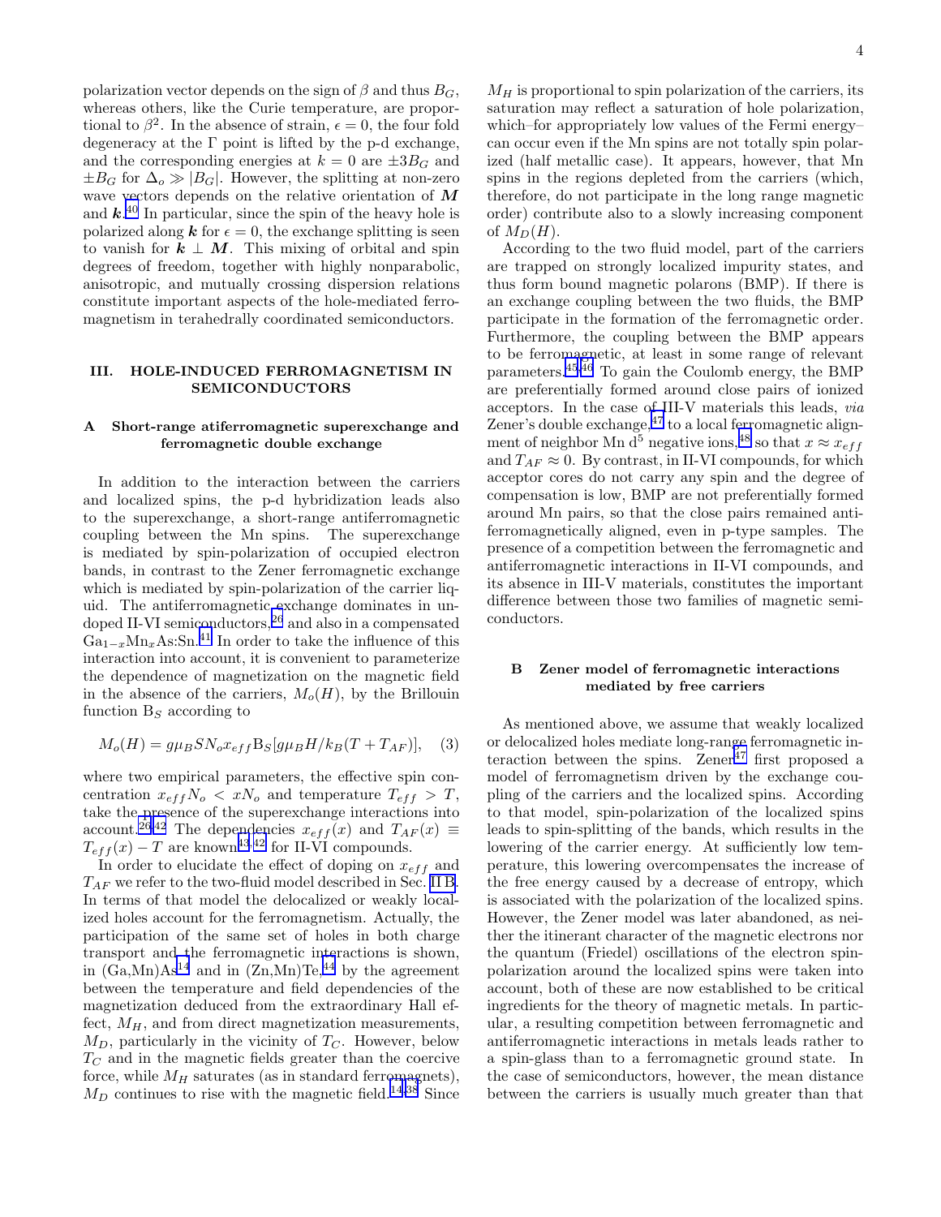polarization vector depends on the sign of $\beta$ and thus $B_G$, whereas others, like the Curie temperature, are proportional to $\beta^2$. In the absence of strain, $\epsilon = 0$, the four fold degeneracy at the $\Gamma$ point is lifted by the p-d exchange, and the corresponding energies at $k = 0$ are $\pm 3B_G$ and $\pm B_G$ for $\Delta_o \gg |B_G|$. However, the splitting at non-zero wave vectors depends on the relative orientation of $\boldsymbol{M}$ and $\boldsymbol{k}$.[40] In particular, since the spin of the heavy hole is polarized along $\boldsymbol{k}$ for $\epsilon = 0$, the exchange splitting is seen to vanish for $\boldsymbol{k} \perp \boldsymbol{M}$. This mixing of orbital and spin degrees of freedom, together with highly nonparabolic, anisotropic, and mutually crossing dispersion relations constitute important aspects of the hole-mediated ferromagnetism in terahedrally coordinated semiconductors.

## III. HOLE-INDUCED FERROMAGNETISM IN SEMICONDUCTORS

### A Short-range atiferromagnetic superexchange and ferromagnetic double exchange

In addition to the interaction between the carriers and localized spins, the p-d hybridization leads also to the superexchange, a short-range antiferromagnetic coupling between the Mn spins. The superexchange is mediated by spin-polarization of occupied electron bands, in contrast to the Zener ferromagnetic exchange which is mediated by spin-polarization of the carrier liquid. The antiferromagnetic exchange dominates in undoped II-VI semiconductors,[26] and also in a compensated $Ga_{1-x}Mn_xAs$:Sn.[41] In order to take the influence of this interaction into account, it is convenient to parameterize the dependence of magnetization on the magnetic field in the absence of the carriers, $M_o(H)$, by the Brillouin function $B_S$ according to

$$M_o(H) = g\mu_B S N_o x_{eff} B_S[g\mu_B H/k_B(T + T_{AF})], \quad (3)$$

where two empirical parameters, the effective spin concentration $x_{eff}N_o < xN_o$ and temperature $T_{eff} > T$, take the presence of the superexchange interactions into account.[26,42] The dependencies $x_{eff}(x)$ and $T_{AF}(x) \equiv T_{eff}(x) - T$ are known[43,42] for II-VI compounds.

In order to elucidate the effect of doping on $x_{eff}$ and $T_{AF}$ we refer to the two-fluid model described in Sec. II B. In terms of that model the delocalized or weakly localized holes account for the ferromagnetism. Actually, the participation of the same set of holes in both charge transport and the ferromagnetic interactions is shown, in (Ga,Mn)As[14] and in (Zn,Mn)Te,[44] by the agreement between the temperature and field dependencies of the magnetization deduced from the extraordinary Hall effect, $M_H$, and from direct magnetization measurements, $M_D$, particularly in the vicinity of $T_C$. However, below $T_C$ and in the magnetic fields greater than the coercive force, while $M_H$ saturates (as in standard ferromagnets), $M_D$ continues to rise with the magnetic field.[14,38] Since $M_H$ is proportional to spin polarization of the carriers, its saturation may reflect a saturation of hole polarization, which–for appropriately low values of the Fermi energy–can occur even if the Mn spins are not totally spin polarized (half metallic case). It appears, however, that Mn spins in the regions depleted from the carriers (which, therefore, do not participate in the long range magnetic order) contribute also to a slowly increasing component of $M_D(H)$.

According to the two fluid model, part of the carriers are trapped on strongly localized impurity states, and thus form bound magnetic polarons (BMP). If there is an exchange coupling between the two fluids, the BMP participate in the formation of the ferromagnetic order. Furthermore, the coupling between the BMP appears to be ferromagnetic, at least in some range of relevant parameters.[45,46] To gain the Coulomb energy, the BMP are preferentially formed around close pairs of ionized acceptors. In the case of III-V materials this leads, *via* Zener's double exchange,[47] to a local ferromagnetic alignment of neighbor Mn $d^5$ negative ions,[48] so that $x \approx x_{eff}$ and $T_{AF} \approx 0$. By contrast, in II-VI compounds, for which acceptor cores do not carry any spin and the degree of compensation is low, BMP are not preferentially formed around Mn pairs, so that the close pairs remained antiferromagnetically aligned, even in p-type samples. The presence of a competition between the ferromagnetic and antiferromagnetic interactions in II-VI compounds, and its absence in III-V materials, constitutes the important difference between those two families of magnetic semiconductors.

### B Zener model of ferromagnetic interactions mediated by free carriers

As mentioned above, we assume that weakly localized or delocalized holes mediate long-range ferromagnetic interaction between the spins. Zener[47] first proposed a model of ferromagnetism driven by the exchange coupling of the carriers and the localized spins. According to that model, spin-polarization of the localized spins leads to spin-splitting of the bands, which results in the lowering of the carrier energy. At sufficiently low temperature, this lowering overcompensates the increase of the free energy caused by a decrease of entropy, which is associated with the polarization of the localized spins. However, the Zener model was later abandoned, as neither the itinerant character of the magnetic electrons nor the quantum (Friedel) oscillations of the electron spin-polarization around the localized spins were taken into account, both of these are now established to be critical ingredients for the theory of magnetic metals. In particular, a resulting competition between ferromagnetic and antiferromagnetic interactions in metals leads rather to a spin-glass than to a ferromagnetic ground state. In the case of semiconductors, however, the mean distance between the carriers is usually much greater than that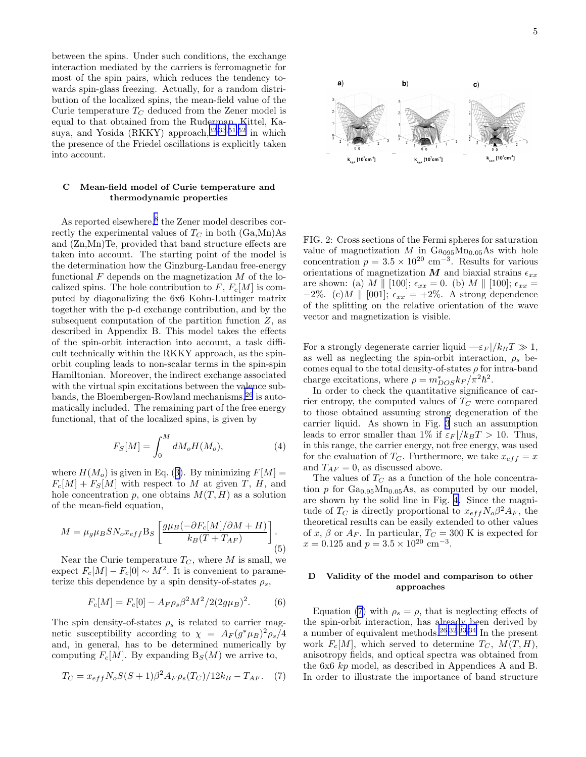between the spins. Under such conditions, the exchange interaction mediated by the carriers is ferromagnetic for most of the spin pairs, which reduces the tendency towards spin-glass freezing. Actually, for a random distribution of the localized spins, the mean-field value of the Curie temperature $T_C$ deduced from the Zener model is equal to that obtained from the Ruderman, Kittel, Kasuya, and Yosida (RKKY) approach,[32,33,51,52] in which the presence of the Friedel oscillations is explicitly taken into account.

### C Mean-field model of Curie temperature and thermodynamic properties

As reported elsewhere,[8] the Zener model describes correctly the experimental values of $T_C$ in both (Ga,Mn)As and (Zn,Mn)Te, provided that band structure effects are taken into account. The starting point of the model is the determination how the Ginzburg-Landau free-energy functional $F$ depends on the magnetization $M$ of the localized spins. The hole contribution to $F$, $F_c[M]$ is computed by diagonalizing the 6x6 Kohn-Luttinger matrix together with the p-d exchange contribution, and by the subsequent computation of the partition function $Z$, as described in Appendix B. This model takes the effects of the spin-orbit interaction into account, a task difficult technically within the RKKY approach, as the spin-orbit coupling leads to non-scalar terms in the spin-spin Hamiltonian. Moreover, the indirect exchange associated with the virtual spin excitations between the valence subbands, the Bloembergen-Rowland mechanisms,[26] is automatically included. The remaining part of the free energy functional, that of the localized spins, is given by

$$F_S[M] = \int_0^M dM_o H(M_o), \tag{4}$$

where $H(M_o)$ is given in Eq. (3). By minimizing $F[M] = F_c[M] + F_S[M]$ with respect to $M$ at given $T$, $H$, and hole concentration $p$, one obtains $M(T,H)$ as a solution of the mean-field equation,

$$M = \mu_g \mu_B S N_o x_{eff} \mathrm{B}_S \left[ \frac{g\mu_B(-\partial F_c[M]/\partial M + H)}{k_B(T + T_{AF})} \right]. \tag{5}$$

Near the Curie temperature $T_C$, where $M$ is small, we expect $F_c[M] - F_c[0] \sim M^2$. It is convenient to parameterize this dependence by a spin density-of-states $\rho_s$,

$$F_c[M] = F_c[0] - A_F \rho_s \beta^2 M^2/2(2g\mu_B)^2. \tag{6}$$

The spin density-of-states $\rho_s$ is related to carrier magnetic susceptibility according to $\chi = A_F(g^*\mu_B)^2\rho_s/4$ and, in general, has to be determined numerically by computing $F_c[M]$. By expanding $\mathrm{B}_S(M)$ we arrive to,

$$T_C = x_{eff} N_o S(S+1)\beta^2 A_F \rho_s(T_C)/12k_B - T_{AF}. \tag{7}$$

FIG. 2: Cross sections of the Fermi spheres for saturation value of magnetization $M$ in $Ga_{095}Mn_{0.05}As$ with hole concentration $p = 3.5 \times 10^{20}$ cm$^{-3}$. Results for various orientations of magnetization $\boldsymbol{M}$ and biaxial strains $\epsilon_{xx}$ are shown: (a) $M \parallel [100]$; $\epsilon_{xx} = 0$. (b) $M \parallel [100]$; $\epsilon_{xx} = -2\%$. (c) $M \parallel [001]$; $\epsilon_{xx} = +2\%$. A strong dependence of the splitting on the relative orientation of the wave vector and magnetization is visible.

For a strongly degenerate carrier liquid —$\varepsilon_F|/k_BT \gg 1$, as well as neglecting the spin-orbit interaction, $\rho_s$ becomes equal to the total density-of-states $\rho$ for intra-band charge excitations, where $\rho = m^*_{DOS}k_F/\pi^2\hbar^2$.

In order to check the quantitative significance of carrier entropy, the computed values of $T_C$ were compared to those obtained assuming strong degeneration of the carrier liquid. As shown in Fig. 3 such an assumption leads to error smaller than 1% if $\varepsilon_F|/k_BT > 10$. Thus, in this range, the carrier energy, not free energy, was used for the evaluation of $T_C$. Furthermore, we take $x_{eff} = x$ and $T_{AF} = 0$, as discussed above.

The values of $T_C$ as a function of the hole concentration $p$ for $Ga_{0.95}Mn_{0.05}As$, as computed by our model, are shown by the solid line in Fig. 4. Since the magnitude of $T_C$ is directly proportional to $x_{eff}N_o\beta^2A_F$, the theoretical results can be easily extended to other values of $x$, $\beta$ or $A_F$. In particular, $T_C = 300$ K is expected for $x = 0.125$ and $p = 3.5 \times 10^{20}$ cm$^{-3}$.

### D Validity of the model and comparison to other approaches

Equation (7) with $\rho_s = \rho$, that is neglecting effects of the spin-orbit interaction, has already been derived by a number of equivalent methods.[26,32,33,34] In the present work $F_c[M]$, which served to determine $T_C$, $M(T,H)$, anisotropy fields, and optical spectra was obtained from the 6x6 *kp* model, as described in Appendices A and B. In order to illustrate the importance of band structure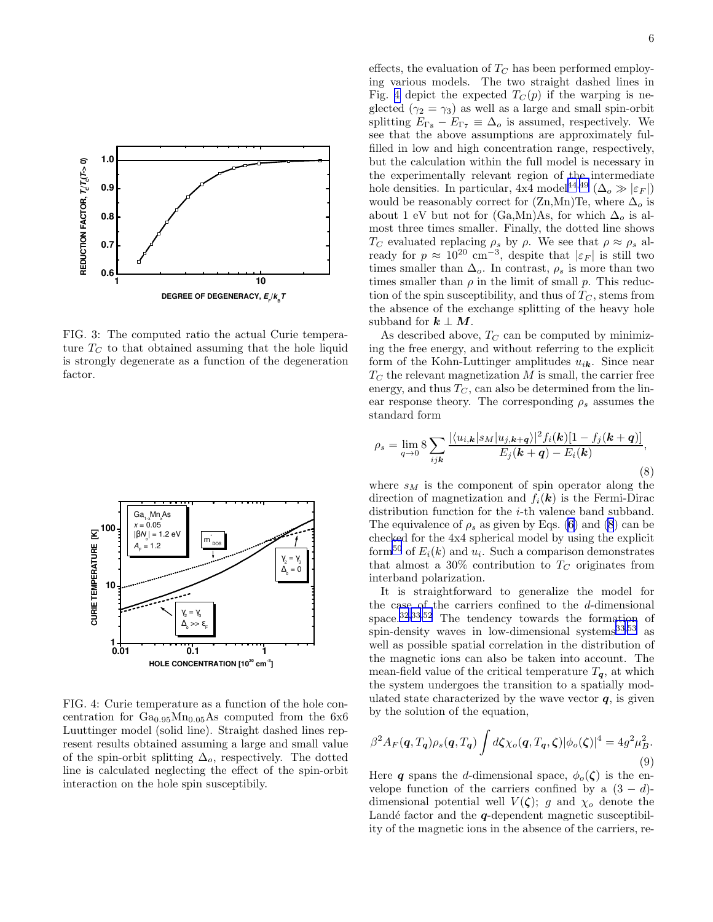FIG. 3: The computed ratio the actual Curie temperature $T_C$ to that obtained assuming that the hole liquid is strongly degenerate as a function of the degeneration factor.

FIG. 4: Curie temperature as a function of the hole concentration for $Ga_{0.95}Mn_{0.05}As$ computed from the 6x6 Luuttinger model (solid line). Straight dashed lines represent results obtained assuming a large and small value of the spin-orbit splitting $\Delta_o$, respectively. The dotted line is calculated neglecting the effect of the spin-orbit interaction on the hole spin susceptibily.

effects, the evaluation of $T_C$ has been performed employing various models. The two straight dashed lines in Fig. 4 depict the expected $T_C(p)$ if the warping is neglected ($\gamma_2 = \gamma_3$) as well as a large and small spin-orbit splitting $E_{\Gamma_8} - E_{\Gamma_7} \equiv \Delta_o$ is assumed, respectively. We see that the above assumptions are approximately fulfilled in low and high concentration range, respectively, but the calculation within the full model is necessary in the experimentally relevant region of the intermediate hole densities. In particular, 4x4 model[44,49] ($\Delta_o \gg |\varepsilon_F|$) would be reasonably correct for (Zn,Mn)Te, where $\Delta_o$ is about 1 eV but not for (Ga,Mn)As, for which $\Delta_o$ is almost three times smaller. Finally, the dotted line shows $T_C$ evaluated replacing $\rho_s$ by $\rho$. We see that $\rho \approx \rho_s$ already for $p \approx 10^{20}$ cm$^{-3}$, despite that $|\varepsilon_F|$ is still two times smaller than $\Delta_o$. In contrast, $\rho_s$ is more than two times smaller than $\rho$ in the limit of small $p$. This reduction of the spin susceptibility, and thus of $T_C$, stems from the absence of the exchange splitting of the heavy hole subband for $\boldsymbol{k} \perp \boldsymbol{M}$.

As described above, $T_C$ can be computed by minimizing the free energy, and without referring to the explicit form of the Kohn-Luttinger amplitudes $u_{i\boldsymbol{k}}$. Since near $T_C$ the relevant magnetization $M$ is small, the carrier free energy, and thus $T_C$, can also be determined from the linear response theory. The corresponding $\rho_s$ assumes the standard form

$$\rho_s = \lim_{q\to 0} 8 \sum_{ij\boldsymbol{k}} \frac{|\langle u_{i,\boldsymbol{k}}|s_M|u_{j,\boldsymbol{k}+\boldsymbol{q}}\rangle|^2 f_i(\boldsymbol{k})[1 - f_j(\boldsymbol{k}+\boldsymbol{q})]}{E_j(\boldsymbol{k}+\boldsymbol{q}) - E_i(\boldsymbol{k})}, \tag{8}$$

where $s_M$ is the component of spin operator along the direction of magnetization and $f_i(\boldsymbol{k})$ is the Fermi-Dirac distribution function for the $i$-th valence band subband. The equivalence of $\rho_s$ as given by Eqs. (6) and (8) can be checked for the 4x4 spherical model by using the explicit form[50] of $E_i(k)$ and $u_i$. Such a comparison demonstrates that almost a 30% contribution to $T_C$ originates from interband polarization.

It is straightforward to generalize the model for the case of the carriers confined to the $d$-dimensional space.[32,33,52] The tendency towards the formation of spin-density waves in low-dimensional systems[33,53] as well as possible spatial correlation in the distribution of the magnetic ions can also be taken into account. The mean-field value of the critical temperature $T_{\boldsymbol{q}}$, at which the system undergoes the transition to a spatially modulated state characterized by the wave vector $\boldsymbol{q}$, is given by the solution of the equation,

$$\beta^2 A_F(\boldsymbol{q}, T_{\boldsymbol{q}})\rho_s(\boldsymbol{q}, T_{\boldsymbol{q}}) \int d\boldsymbol{\zeta} \chi_o(\boldsymbol{q}, T_{\boldsymbol{q}}, \boldsymbol{\zeta})|\phi_o(\boldsymbol{\zeta})|^4 = 4g^2\mu_B^2. \tag{9}$$

Here $\boldsymbol{q}$ spans the $d$-dimensional space, $\phi_o(\boldsymbol{\zeta})$ is the envelope function of the carriers confined by a $(3-d)$-dimensional potential well $V(\boldsymbol{\zeta})$; $g$ and $\chi_o$ denote the Landé factor and the $\boldsymbol{q}$-dependent magnetic susceptibility of the magnetic ions in the absence of the carriers, re-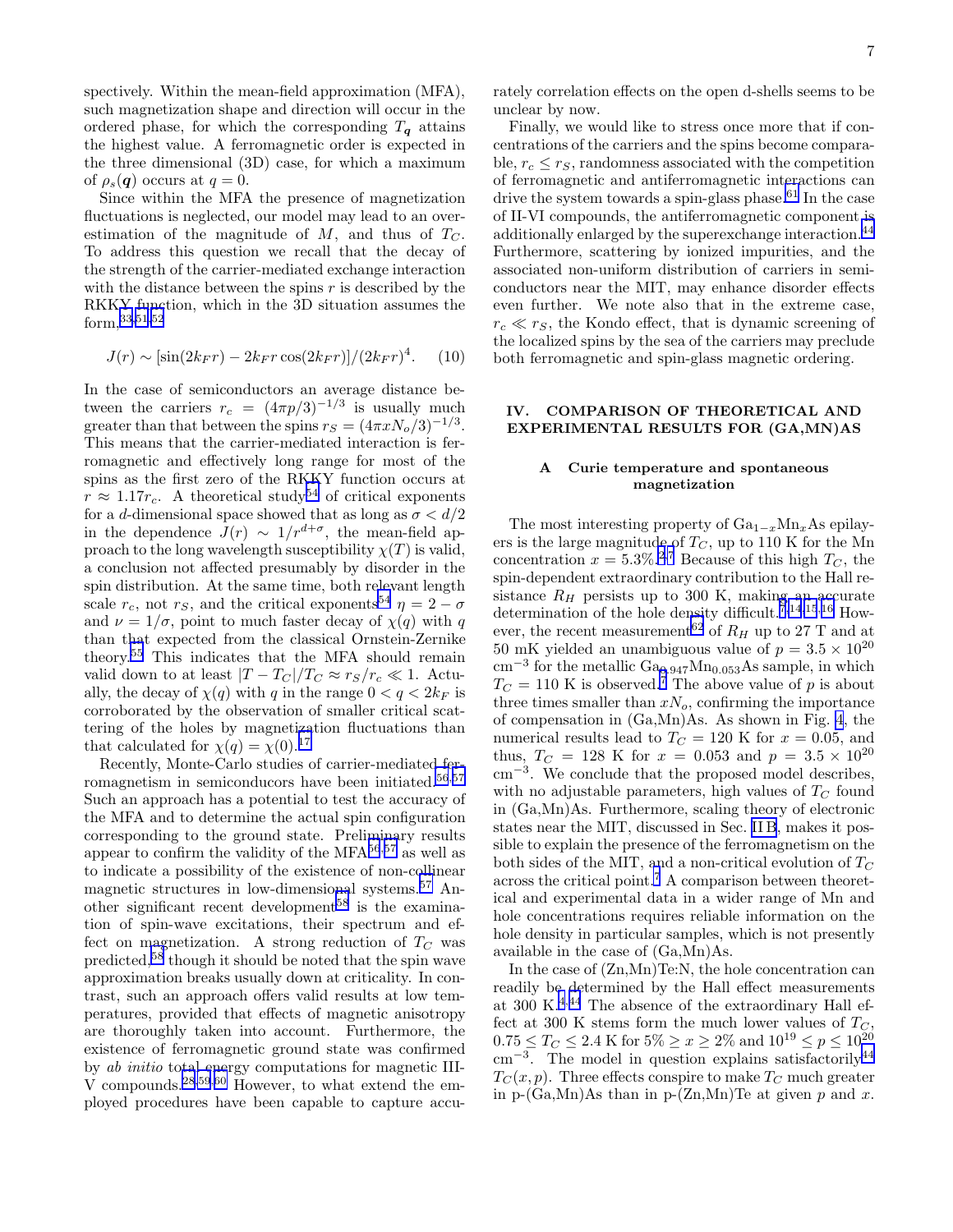spectively. Within the mean-field approximation (MFA), such magnetization shape and direction will occur in the ordered phase, for which the corresponding $T_{\boldsymbol{q}}$ attains the highest value. A ferromagnetic order is expected in the three dimensional (3D) case, for which a maximum of $\rho_s(\boldsymbol{q})$ occurs at $q = 0$.

Since within the MFA the presence of magnetization fluctuations is neglected, our model may lead to an overestimation of the magnitude of $M$, and thus of $T_C$. To address this question we recall that the decay of the strength of the carrier-mediated exchange interaction with the distance between the spins $r$ is described by the RKKY function, which in the 3D situation assumes the form,[33,51,52]

$$J(r) \sim [\sin(2k_F r) - 2k_F r \cos(2k_F r)]/(2k_F r)^4. \quad (10)$$

In the case of semiconductors an average distance between the carriers $r_c = (4\pi p/3)^{-1/3}$ is usually much greater than that between the spins $r_S = (4\pi x N_o/3)^{-1/3}$. This means that the carrier-mediated interaction is ferromagnetic and effectively long range for most of the spins as the first zero of the RKKY function occurs at $r \approx 1.17 r_c$. A theoretical study[54] of critical exponents for a $d$-dimensional space showed that as long as $\sigma < d/2$ in the dependence $J(r) \sim 1/r^{d+\sigma}$, the mean-field approach to the long wavelength susceptibility $\chi(T)$ is valid, a conclusion not affected presumably by disorder in the spin distribution. At the same time, both relevant length scale $r_c$, not $r_S$, and the critical exponents[54] $\eta = 2 - \sigma$ and $\nu = 1/\sigma$, point to much faster decay of $\chi(q)$ with $q$ than that expected from the classical Ornstein-Zernike theory.[55] This indicates that the MFA should remain valid down to at least $|T - T_C|/T_C \approx r_S/r_c \ll 1$. Actually, the decay of $\chi(q)$ with $q$ in the range $0 < q < 2k_F$ is corroborated by the observation of smaller critical scattering of the holes by magnetization fluctuations than that calculated for $\chi(q) = \chi(0)$.[17]

Recently, Monte-Carlo studies of carrier-mediated ferromagnetism in semiconducors have been initiated.[56,57] Such an approach has a potential to test the accuracy of the MFA and to determine the actual spin configuration corresponding to the ground state. Preliminary results appear to confirm the validity of the MFA[56,57] as well as to indicate a possibility of the existence of non-collinear magnetic structures in low-dimensional systems.[57] Another significant recent development[58] is the examination of spin-wave excitations, their spectrum and effect on magnetization. A strong reduction of $T_C$ was predicted,[58] though it should be noted that the spin wave approximation breaks usually down at criticality. In contrast, such an approach offers valid results at low temperatures, provided that effects of magnetic anisotropy are thoroughly taken into account. Furthermore, the existence of ferromagnetic ground state was confirmed by *ab initio* total energy computations for magnetic III-V compounds.[28,59,60] However, to what extend the employed procedures have been capable to capture accurately correlation effects on the open d-shells seems to be unclear by now.

Finally, we would like to stress once more that if concentrations of the carriers and the spins become comparable, $r_c \le r_S$, randomness associated with the competition of ferromagnetic and antiferromagnetic interactions can drive the system towards a spin-glass phase.[61] In the case of II-VI compounds, the antiferromagnetic component is additionally enlarged by the superexchange interaction.[44] Furthermore, scattering by ionized impurities, and the associated non-uniform distribution of carriers in semiconductors near the MIT, may enhance disorder effects even further. We note also that in the extreme case, $r_c \ll r_S$, the Kondo effect, that is dynamic screening of the localized spins by the sea of the carriers may preclude both ferromagnetic and spin-glass magnetic ordering.

## IV. COMPARISON OF THEORETICAL AND EXPERIMENTAL RESULTS FOR (GA,MN)AS

### A Curie temperature and spontaneous magnetization

The most interesting property of $Ga_{1-x}Mn_xAs$ epilayers is the large magnitude of $T_C$, up to 110 K for the Mn concentration $x = 5.3\%$.[2,7] Because of this high $T_C$, the spin-dependent extraordinary contribution to the Hall resistance $R_H$ persists up to 300 K, making an accurate determination of the hole density difficult.[7,14,15,16] However, the recent measurement[62] of $R_H$ up to 27 T and at 50 mK yielded an unambiguous value of $p = 3.5 \times 10^{20}$ cm$^{-3}$ for the metallic $Ga_{0.947}Mn_{0.053}As$ sample, in which $T_C = 110$ K is observed.[7] The above value of $p$ is about three times smaller than $xN_o$, confirming the importance of compensation in (Ga,Mn)As. As shown in Fig. 4, the numerical results lead to $T_C = 120$ K for $x = 0.05$, and thus, $T_C = 128$ K for $x = 0.053$ and $p = 3.5 \times 10^{20}$ cm$^{-3}$. We conclude that the proposed model describes, with no adjustable parameters, high values of $T_C$ found in (Ga,Mn)As. Furthermore, scaling theory of electronic states near the MIT, discussed in Sec. II B, makes it possible to explain the presence of the ferromagnetism on the both sides of the MIT, and a non-critical evolution of $T_C$ across the critical point.[7] A comparison between theoretical and experimental data in a wider range of Mn and hole concentrations requires reliable information on the hole density in particular samples, which is not presently available in the case of (Ga,Mn)As.

In the case of (Zn,Mn)Te:N, the hole concentration can readily be determined by the Hall effect measurements at 300 K.[4,44] The absence of the extraordinary Hall effect at 300 K stems form the much lower values of $T_C$, $0.75 \le T_C \le 2.4$ K for $5\% \ge x \ge 2\%$ and $10^{19} \le p \le 10^{20}$ cm$^{-3}$. The model in question explains satisfactorily[44] $T_C(x, p)$. Three effects conspire to make $T_C$ much greater in p-(Ga,Mn)As than in p-(Zn,Mn)Te at given $p$ and $x$.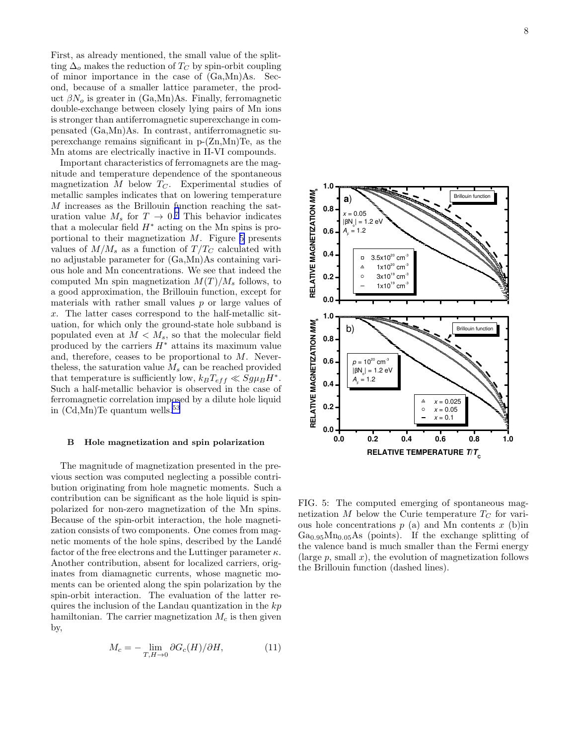First, as already mentioned, the small value of the splitting $\Delta_o$ makes the reduction of $T_C$ by spin-orbit coupling of minor importance in the case of (Ga,Mn)As. Second, because of a smaller lattice parameter, the product $\beta N_o$ is greater in (Ga,Mn)As. Finally, ferromagnetic double-exchange between closely lying pairs of Mn ions is stronger than antiferromagnetic superexchange in compensated (Ga,Mn)As. In contrast, antiferromagnetic superexchange remains significant in p-(Zn,Mn)Te, as the Mn atoms are electrically inactive in II-VI compounds.

Important characteristics of ferromagnets are the magnitude and temperature dependence of the spontaneous magnetization $M$ below $T_C$. Experimental studies of metallic samples indicates that on lowering temperature $M$ increases as the Brillouin function reaching the saturation value $M_s$ for $T \to 0$.[7] This behavior indicates that a molecular field $H^*$ acting on the Mn spins is proportional to their magnetization $M$. Figure 5 presents values of $M/M_s$ as a function of $T/T_C$ calculated with no adjustable parameter for (Ga,Mn)As containing various hole and Mn concentrations. We see that indeed the computed Mn spin magnetization $M(T)/M_s$ follows, to a good approximation, the Brillouin function, except for materials with rather small values $p$ or large values of $x$. The latter cases correspond to the half-metallic situation, for which only the ground-state hole subband is populated even at $M < M_s$, so that the molecular field produced by the carriers $H^*$ attains its maximum value and, therefore, ceases to be proportional to $M$. Nevertheless, the saturation value $M_s$ can be reached provided that temperature is sufficiently low, $k_B T_{eff} \ll Sg\mu_B H^*$. Such a half-metallic behavior is observed in the case of ferromagnetic correlation imposed by a dilute hole liquid in (Cd,Mn)Te quantum wells.[53]

FIG. 5: The computed emerging of spontaneous magnetization $M$ below the Curie temperature $T_C$ for various hole concentrations $p$ (a) and Mn contents $x$ (b)in $Ga_{0.95}Mn_{0.05}As$ (points). If the exchange splitting of the valence band is much smaller than the Fermi energy (large $p$, small $x$), the evolution of magnetization follows the Brillouin function (dashed lines).

### B Hole magnetization and spin polarization

The magnitude of magnetization presented in the previous section was computed neglecting a possible contribution originating from hole magnetic moments. Such a contribution can be significant as the hole liquid is spin-polarized for non-zero magnetization of the Mn spins. Because of the spin-orbit interaction, the hole magnetization consists of two components. One comes from magnetic moments of the hole spins, described by the Landé factor of the free electrons and the Luttinger parameter $\kappa$. Another contribution, absent for localized carriers, originates from diamagnetic currents, whose magnetic moments can be oriented along the spin polarization by the spin-orbit interaction. The evaluation of the latter requires the inclusion of the Landau quantization in the $kp$ hamiltonian. The carrier magnetization $M_c$ is then given by,

$$M_c = -\lim_{T,H\to 0} \partial G_c(H)/\partial H, \tag{11}$$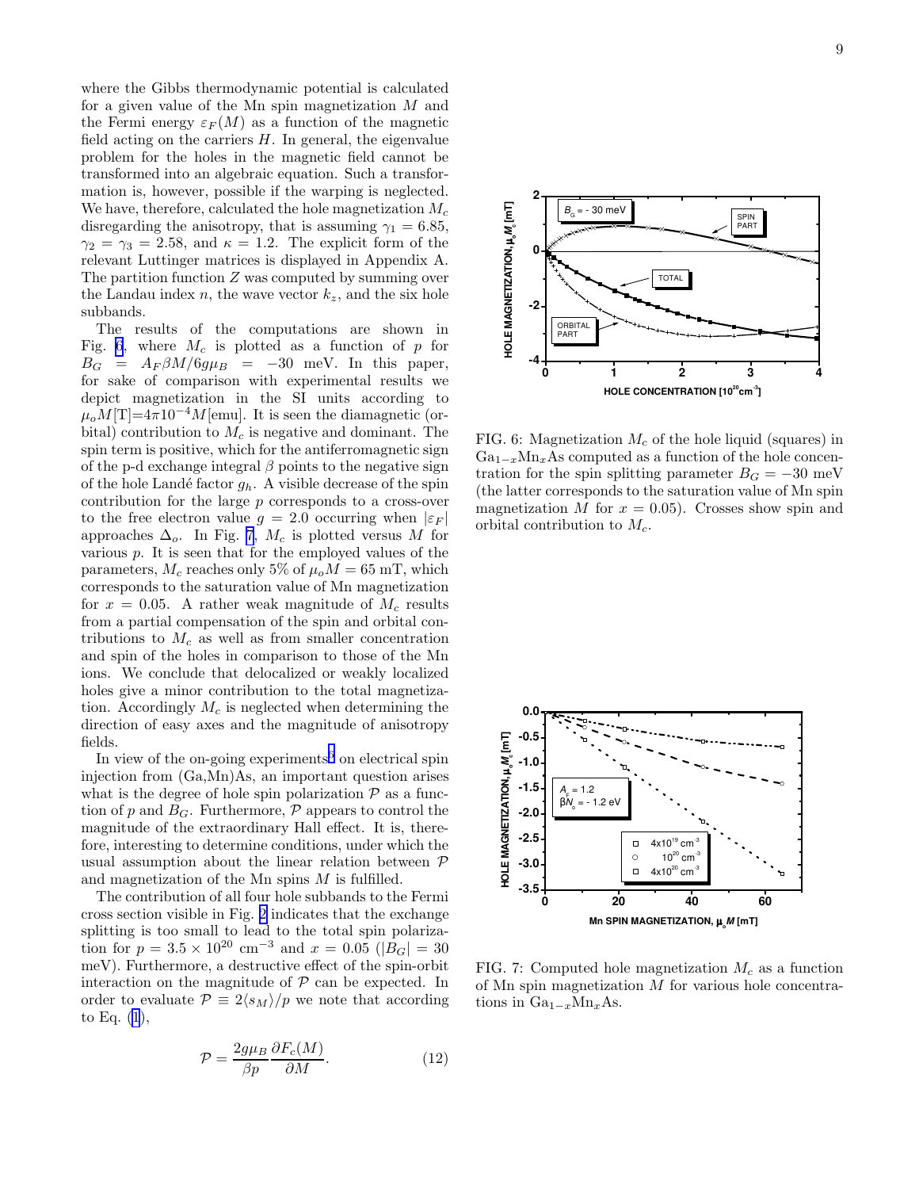where the Gibbs thermodynamic potential is calculated for a given value of the Mn spin magnetization $M$ and the Fermi energy $\varepsilon_F(M)$ as a function of the magnetic field acting on the carriers $H$. In general, the eigenvalue problem for the holes in the magnetic field cannot be transformed into an algebraic equation. Such a transformation is, however, possible if the warping is neglected. We have, therefore, calculated the hole magnetization $M_c$ disregarding the anisotropy, that is assuming $\gamma_1 = 6.85$, $\gamma_2 = \gamma_3 = 2.58$, and $\kappa = 1.2$. The explicit form of the relevant Luttinger matrices is displayed in Appendix A. The partition function $Z$ was computed by summing over the Landau index $n$, the wave vector $k_z$, and the six hole subbands.

The results of the computations are shown in Fig. 6, where $M_c$ is plotted as a function of $p$ for $B_G = A_F\beta M/6g\mu_B = -30$ meV. In this paper, for sake of comparison with experimental results we depict magnetization in the SI units according to $\mu_o M[\mathrm{T}]=4\pi 10^{-4} M[\mathrm{emu}]$. It is seen the diamagnetic (or-bital) contribution to $M_c$ is negative and dominant. The spin term is positive, which for the antiferromagnetic sign of the p-d exchange integral $\beta$ points to the negative sign of the hole Landé factor $g_h$. A visible decrease of the spin contribution for the large $p$ corresponds to a cross-over to the free electron value $g = 2.0$ occurring when $|\varepsilon_F|$ approaches $\Delta_o$. In Fig. 7, $M_c$ is plotted versus $M$ for various $p$. It is seen that for the employed values of the parameters, $M_c$ reaches only 5% of $\mu_o M = 65$ mT, which corresponds to the saturation value of Mn magnetization for $x = 0.05$. A rather weak magnitude of $M_c$ results from a partial compensation of the spin and orbital contributions to $M_c$ as well as from smaller concentration and spin of the holes in comparison to those of the Mn ions. We conclude that delocalized or weakly localized holes give a minor contribution to the total magnetization. Accordingly $M_c$ is neglected when determining the direction of easy axes and the magnitude of anisotropy fields.

In view of the on-going experiments[3] on electrical spin injection from (Ga,Mn)As, an important question arises what is the degree of hole spin polarization $\mathcal{P}$ as a function of $p$ and $B_G$. Furthermore, $\mathcal{P}$ appears to control the magnitude of the extraordinary Hall effect. It is, therefore, interesting to determine conditions, under which the usual assumption about the linear relation between $\mathcal{P}$ and magnetization of the Mn spins $M$ is fulfilled.

The contribution of all four hole subbands to the Fermi cross section visible in Fig. 2 indicates that the exchange splitting is too small to lead to the total spin polarization for $p = 3.5 \times 10^{20}$ cm$^{-3}$ and $x = 0.05$ ($|B_G| = 30$ meV). Furthermore, a destructive effect of the spin-orbit interaction on the magnitude of $\mathcal{P}$ can be expected. In order to evaluate $\mathcal{P} \equiv 2\langle s_M \rangle/p$ we note that according to Eq. (1),

$$\mathcal{P} = \frac{2g\mu_B}{\beta p}\frac{\partial F_c(M)}{\partial M}. \qquad (12)$$

FIG. 6: Magnetization $M_c$ of the hole liquid (squares) in $Ga_{1-x}Mn_xAs$ computed as a function of the hole concentration for the spin splitting parameter $B_G = -30$ meV (the latter corresponds to the saturation value of Mn spin magnetization $M$ for $x = 0.05$). Crosses show spin and orbital contribution to $M_c$.

FIG. 7: Computed hole magnetization $M_c$ as a function of Mn spin magnetization $M$ for various hole concentrations in $Ga_{1-x}Mn_xAs$.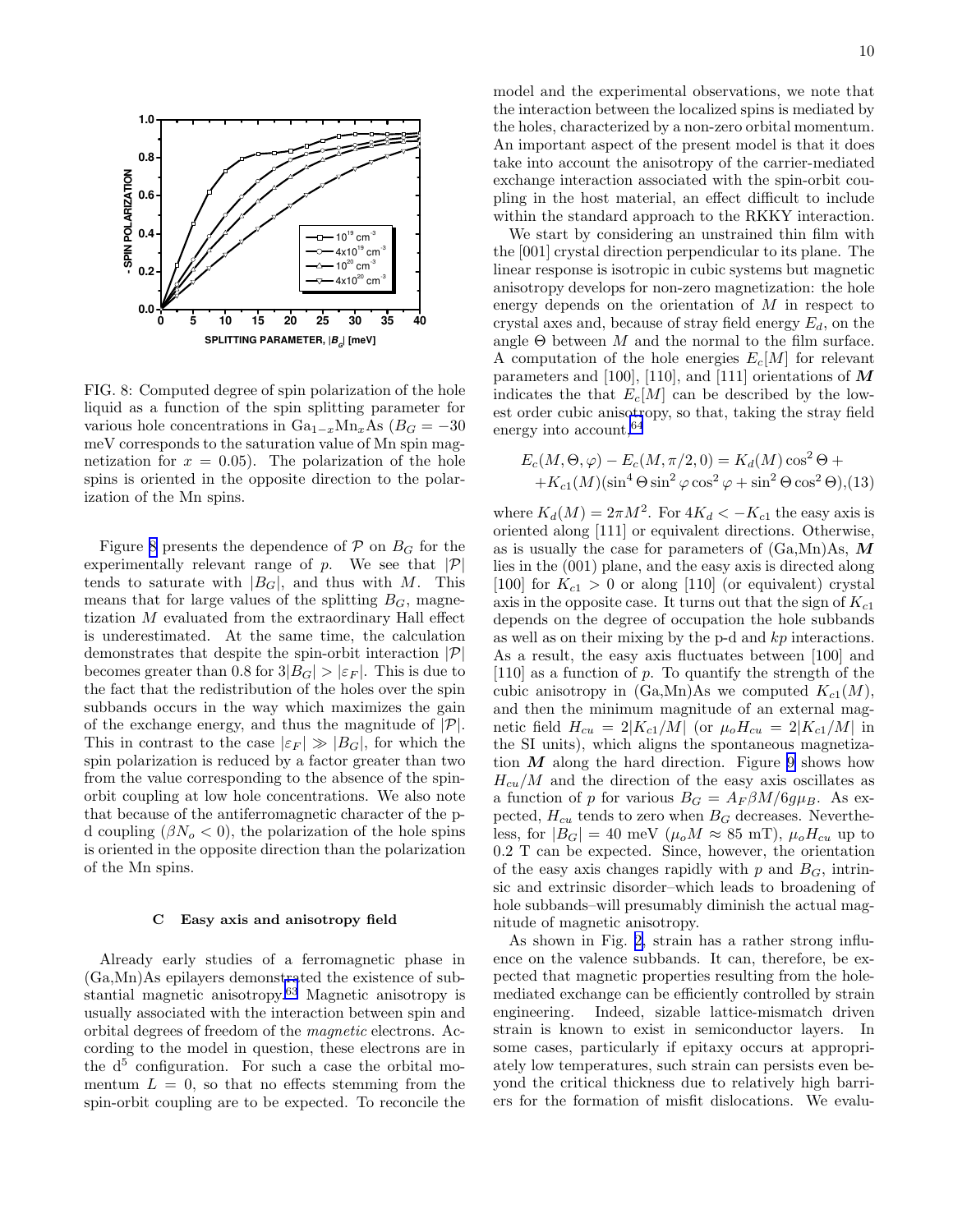FIG. 8: Computed degree of spin polarization of the hole liquid as a function of the spin splitting parameter for various hole concentrations in $Ga_{1-x}Mn_xAs$ ($B_G = -30$ meV corresponds to the saturation value of Mn spin magnetization for $x = 0.05$). The polarization of the hole spins is oriented in the opposite direction to the polarization of the Mn spins.

Figure 8 presents the dependence of $\mathcal{P}$ on $B_G$ for the experimentally relevant range of $p$. We see that $|\mathcal{P}|$ tends to saturate with $|B_G|$, and thus with $M$. This means that for large values of the splitting $B_G$, magnetization $M$ evaluated from the extraordinary Hall effect is underestimated. At the same time, the calculation demonstrates that despite the spin-orbit interaction $|\mathcal{P}|$ becomes greater than 0.8 for $3|B_G| > |\varepsilon_F|$. This is due to the fact that the redistribution of the holes over the spin subbands occurs in the way which maximizes the gain of the exchange energy, and thus the magnitude of $|\mathcal{P}|$. This in contrast to the case $|\varepsilon_F| \gg |B_G|$, for which the spin polarization is reduced by a factor greater than two from the value corresponding to the absence of the spin-orbit coupling at low hole concentrations. We also note that because of the antiferromagnetic character of the p-d coupling ($\beta N_o < 0$), the polarization of the hole spins is oriented in the opposite direction than the polarization of the Mn spins.

### C Easy axis and anisotropy field

Already early studies of a ferromagnetic phase in (Ga,Mn)As epilayers demonstrated the existence of substantial magnetic anisotropy.[63] Magnetic anisotropy is usually associated with the interaction between spin and orbital degrees of freedom of the *magnetic* electrons. According to the model in question, these electrons are in the $d^5$ configuration. For such a case the orbital momentum $L = 0$, so that no effects stemming from the spin-orbit coupling are to be expected. To reconcile the model and the experimental observations, we note that the interaction between the localized spins is mediated by the holes, characterized by a non-zero orbital momentum. An important aspect of the present model is that it does take into account the anisotropy of the carrier-mediated exchange interaction associated with the spin-orbit coupling in the host material, an effect difficult to include within the standard approach to the RKKY interaction.

We start by considering an unstrained thin film with the [001] crystal direction perpendicular to its plane. The linear response is isotropic in cubic systems but magnetic anisotropy develops for non-zero magnetization: the hole energy depends on the orientation of $M$ in respect to crystal axes and, because of stray field energy $E_d$, on the angle $\Theta$ between $M$ and the normal to the film surface. A computation of the hole energies $E_c[M]$ for relevant parameters and [100], [110], and [111] orientations of $\boldsymbol{M}$ indicates the that $E_c[M]$ can be described by the lowest order cubic anisotropy, so that, taking the stray field energy into account,[64]

$$E_c(M,\Theta,\varphi) - E_c(M,\pi/2,0) = K_d(M)\cos^2\Theta + \\ +K_{c1}(M)(\sin^4\Theta\sin^2\varphi\cos^2\varphi + \sin^2\Theta\cos^2\Theta), \quad (13)$$

where $K_d(M) = 2\pi M^2$. For $4K_d < -K_{c1}$ the easy axis is oriented along [111] or equivalent directions. Otherwise, as is usually the case for parameters of (Ga,Mn)As, $\boldsymbol{M}$ lies in the (001) plane, and the easy axis is directed along [100] for $K_{c1} > 0$ or along [110] (or equivalent) crystal axis in the opposite case. It turns out that the sign of $K_{c1}$ depends on the degree of occupation the hole subbands as well as on their mixing by the p-d and $kp$ interactions. As a result, the easy axis fluctuates between [100] and [110] as a function of $p$. To quantify the strength of the cubic anisotropy in (Ga,Mn)As we computed $K_{c1}(M)$, and then the minimum magnitude of an external magnetic field $H_{cu} = 2|K_{c1}/M|$ (or $\mu_o H_{cu} = 2|K_{c1}/M|$ in the SI units), which aligns the spontaneous magnetization $\boldsymbol{M}$ along the hard direction. Figure 9 shows how $H_{cu}/M$ and the direction of the easy axis oscillates as a function of $p$ for various $B_G = A_F\beta M/6g\mu_B$. As expected, $H_{cu}$ tends to zero when $B_G$ decreases. Nevertheless, for $|B_G| = 40$ meV ($\mu_o M \approx 85$ mT), $\mu_o H_{cu}$ up to 0.2 T can be expected. Since, however, the orientation of the easy axis changes rapidly with $p$ and $B_G$, intrinsic and extrinsic disorder–which leads to broadening of hole subbands–will presumably diminish the actual magnitude of magnetic anisotropy.

As shown in Fig. 2, strain has a rather strong influence on the valence subbands. It can, therefore, be expected that magnetic properties resulting from the hole-mediated exchange can be efficiently controlled by strain engineering. Indeed, sizable lattice-mismatch driven strain is known to exist in semiconductor layers. In some cases, particularly if epitaxy occurs at appropriately low temperatures, such strain can persists even beyond the critical thickness due to relatively high barriers for the formation of misfit dislocations. We evalu-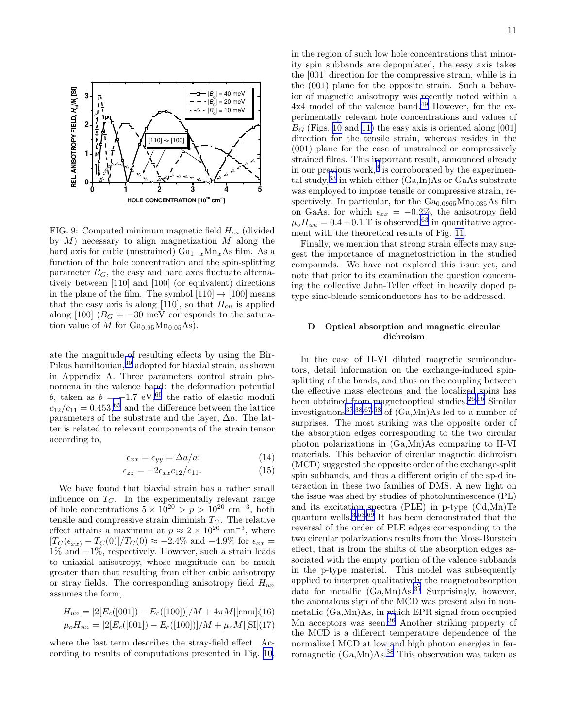FIG. 9: Computed minimum magnetic field $H_{cu}$ (divided by $M$) necessary to align magnetization $M$ along the hard axis for cubic (unstrained) $Ga_{1-x}Mn_xAs$ film. As a function of the hole concentration and the spin-splitting parameter $B_G$, the easy and hard axes fluctuate alternatively between [110] and [100] (or equivalent) directions in the plane of the film. The symbol [110] $\rightarrow$ [100] means that the easy axis is along [110], so that $H_{cu}$ is applied along [100] ($B_G = -30$ meV corresponds to the saturation value of $M$ for $Ga_{0.95}Mn_{0.05}As$).

ate the magnitude of resulting effects by using the Bir-Pikus hamiltonian,[39] adopted for biaxial strain, as shown in Appendix A. Three parameters control strain phenomena in the valence band: the deformation potential $b$, taken as $b = -1.7$ eV,[65] the ratio of elastic moduli $c_{12}/c_{11} = 0.453$,[65] and the difference between the lattice parameters of the substrate and the layer, $\Delta a$. The latter is related to relevant components of the strain tensor according to,

$$\epsilon_{xx} = \epsilon_{yy} = \Delta a/a; \tag{14}$$

$$\epsilon_{zz} = -2\epsilon_{xx}c_{12}/c_{11}. \tag{15}$$

We have found that biaxial strain has a rather small influence on $T_C$. In the experimentally relevant range of hole concentrations $5 \times 10^{20} > p > 10^{20}$ cm$^{-3}$, both tensile and compressive strain diminish $T_C$. The relative effect attains a maximum at $p \approx 2 \times 10^{20}$ cm$^{-3}$, where $[T_C(\epsilon_{xx}) - T_C(0)]/T_C(0) \approx -2.4\%$ and $-4.9\%$ for $\epsilon_{xx} = 1\%$ and $-1\%$, respectively. However, such a strain leads to uniaxial anisotropy, whose magnitude can be much greater than that resulting from either cubic anisotropy or stray fields. The corresponding anisotropy field $H_{un}$ assumes the form,

$$H_{un} = |2[E_c([001]) - E_c([100])]/M + 4\pi M|[\text{emu}]; \tag{16}$$

$$\mu_o H_{un} = |2[E_c([001]) - E_c([100])]/M + \mu_o M|[\text{SI}] \tag{17}$$

where the last term describes the stray-field effect. According to results of computations presented in Fig. 10, in the region of such low hole concentrations that minority spin subbands are depopulated, the easy axis takes the [001] direction for the compressive strain, while is in the (001) plane for the opposite strain. Such a behavior of magnetic anisotropy was recently noted within a 4x4 model of the valence band.[49] However, for the experimentally relevant hole concentrations and values of $B_G$ (Figs. 10 and 11) the easy axis is oriented along [001] direction for the tensile strain, whereas resides in the (001) plane for the case of unstrained or compressively strained films. This important result, announced already in our previous work,[8] is corroborated by the experimental study,[63] in which either (Ga,In)As or GaAs substrate was employed to impose tensile or compressive strain, respectively. In particular, for the $Ga_{0.0965}Mn_{0.035}As$ film on GaAs, for which $\epsilon_{xx} = -0.2\%$, the anisotropy field $\mu_o H_{un} = 0.4 \pm 0.1$ T is observed,[63] in quantitative agreement with the theoretical results of Fig. 11.

Finally, we mention that strong strain effects may suggest the importance of magnetostriction in the studied compounds. We have not explored this issue yet, and note that prior to its examination the question concerning the collective Jahn-Teller effect in heavily doped p-type zinc-blende semiconductors has to be addressed.

### D Optical absorption and magnetic circular dichroism

In the case of II-VI diluted magnetic semiconductors, detail information on the exchange-induced spin-splitting of the bands, and thus on the coupling between the effective mass electrons and the localized spins has been obtained from magnetooptical studies.[26,66] Similar investigations[37,38,67,68] of (Ga,Mn)As led to a number of surprises. The most striking was the opposite order of the absorption edges corresponding to the two circular photon polarizations in (Ga,Mn)As comparing to II-VI materials. This behavior of circular magnetic dichroism (MCD) suggested the opposite order of the exchange-split spin subbands, and thus a different origin of the sp-d interaction in these two families of DMS. A new light on the issue was shed by studies of photoluminescence (PL) and its excitation spectra (PLE) in p-type (Cd,Mn)Te quantum wells.[3,53,69] It has been demonstrated that the reversal of the order of PLE edges corresponding to the two circular polarizations results from the Moss-Burstein effect, that is from the shifts of the absorption edges associated with the empty portion of the valence subbands in the p-type material. This model was subsequently applied to interpret qualitatively the magnetoabsorption data for metallic (Ga,Mn)As.[37] Surprisingly, however, the anomalous sign of the MCD was present also in non-metallic (Ga,Mn)As, in which EPR signal from occupied Mn acceptors was seen.[36] Another striking property of the MCD is a different temperature dependence of the normalized MCD at low and high photon energies in ferromagnetic (Ga,Mn)As.[38] This observation was taken as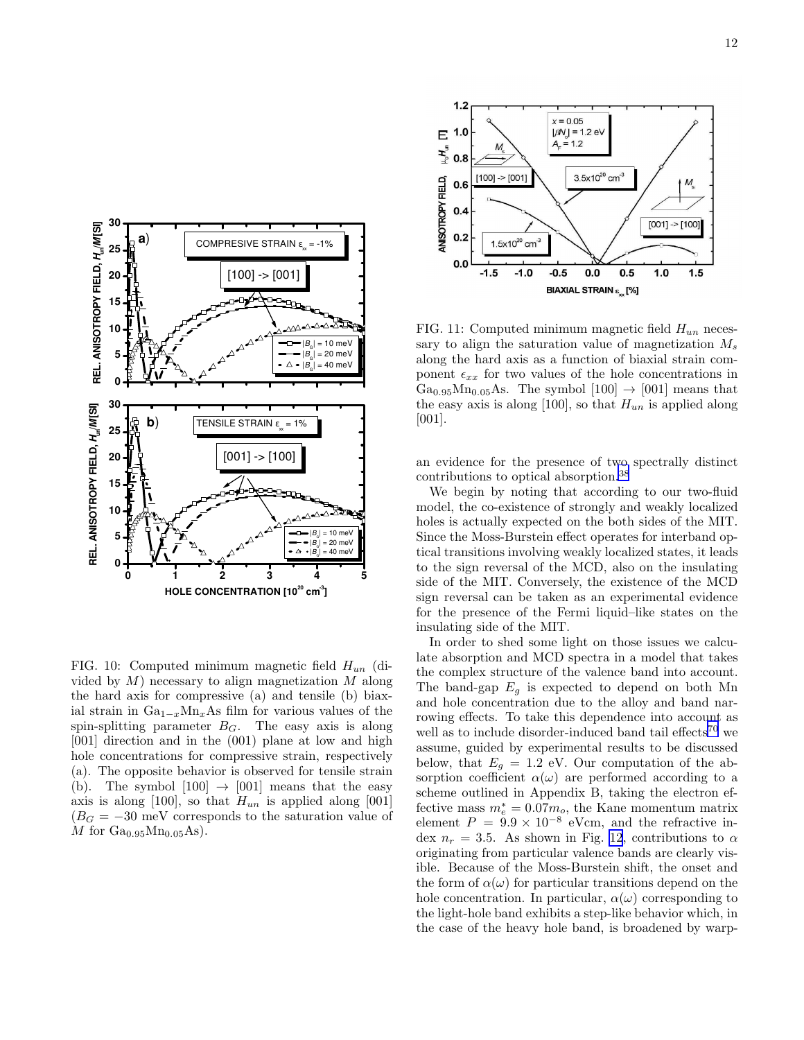FIG. 10: Computed minimum magnetic field $H_{un}$ (divided by $M$) necessary to align magnetization $M$ along the hard axis for compressive (a) and tensile (b) biaxial strain in $Ga_{1-x}Mn_xAs$ film for various values of the spin-splitting parameter $B_G$. The easy axis is along [001] direction and in the (001) plane at low and high hole concentrations for compressive strain, respectively (a). The opposite behavior is observed for tensile strain (b). The symbol [100] $\to$ [001] means that the easy axis is along [100], so that $H_{un}$ is applied along [001] ($B_G = -30$ meV corresponds to the saturation value of $M$ for $Ga_{0.95}Mn_{0.05}As$).

FIG. 11: Computed minimum magnetic field $H_{un}$ necessary to align the saturation value of magnetization $M_s$ along the hard axis as a function of biaxial strain component $\epsilon_{xx}$ for two values of the hole concentrations in $Ga_{0.95}Mn_{0.05}As$. The symbol [100] $\to$ [001] means that the easy axis is along [100], so that $H_{un}$ is applied along [001].

an evidence for the presence of two spectrally distinct contributions to optical absorption.[38]

We begin by noting that according to our two-fluid model, the co-existence of strongly and weakly localized holes is actually expected on the both sides of the MIT. Since the Moss-Burstein effect operates for interband optical transitions involving weakly localized states, it leads to the sign reversal of the MCD, also on the insulating side of the MIT. Conversely, the existence of the MCD sign reversal can be taken as an experimental evidence for the presence of the Fermi liquid–like states on the insulating side of the MIT.

In order to shed some light on those issues we calculate absorption and MCD spectra in a model that takes the complex structure of the valence band into account. The band-gap $E_g$ is expected to depend on both Mn and hole concentration due to the alloy and band narrowing effects. To take this dependence into account as well as to include disorder-induced band tail effects[70] we assume, guided by experimental results to be discussed below, that $E_g = 1.2$ eV. Our computation of the absorption coefficient $\alpha(\omega)$ are performed according to a scheme outlined in Appendix B, taking the electron effective mass $m_e^* = 0.07m_o$, the Kane momentum matrix element $P = 9.9 \times 10^{-8}$ eVcm, and the refractive index $n_r = 3.5$. As shown in Fig. 12, contributions to $\alpha$ originating from particular valence bands are clearly visible. Because of the Moss-Burstein shift, the onset and the form of $\alpha(\omega)$ for particular transitions depend on the hole concentration. In particular, $\alpha(\omega)$ corresponding to the light-hole band exhibits a step-like behavior which, in the case of the heavy hole band, is broadened by warp-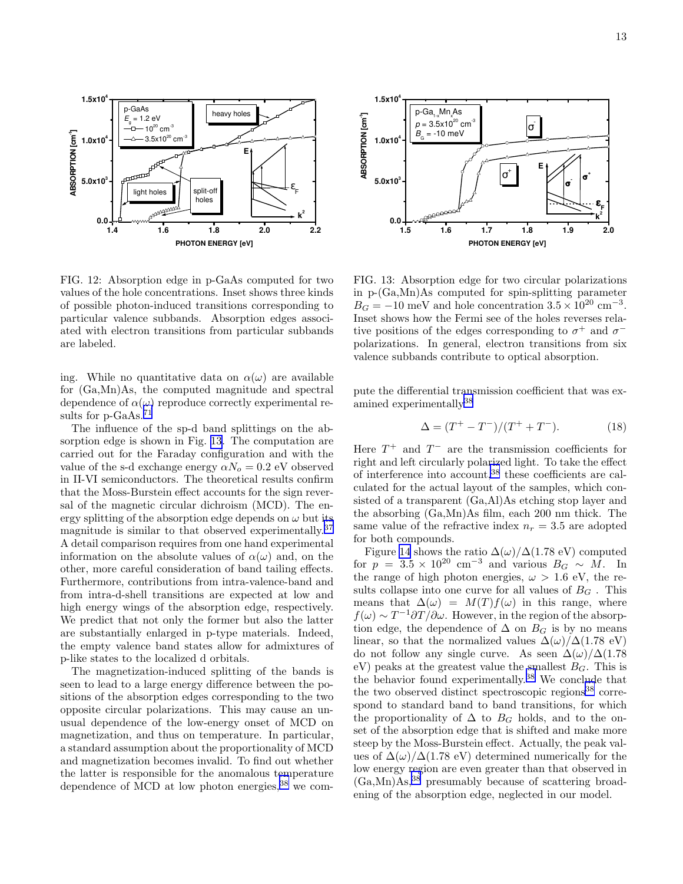FIG. 12: Absorption edge in p-GaAs computed for two values of the hole concentrations. Inset shows three kinds of possible photon-induced transitions corresponding to particular valence subbands. Absorption edges associated with electron transitions from particular subbands are labeled.

FIG. 13: Absorption edge for two circular polarizations in p-(Ga,Mn)As computed for spin-splitting parameter $B_G = -10$ meV and hole concentration $3.5 \times 10^{20}$ cm$^{-3}$. Inset shows how the Fermi see of the holes reverses relative positions of the edges corresponding to $\sigma^+$ and $\sigma^-$ polarizations. In general, electron transitions from six valence subbands contribute to optical absorption.

ing. While no quantitative data on $\alpha(\omega)$ are available for (Ga,Mn)As, the computed magnitude and spectral dependence of $\alpha(\omega)$ reproduce correctly experimental results for p-GaAs.[71]

The influence of the sp-d band splittings on the absorption edge is shown in Fig. 13. The computation are carried out for the Faraday configuration and with the value of the s-d exchange energy $\alpha N_o = 0.2$ eV observed in II-VI semiconductors. The theoretical results confirm that the Moss-Burstein effect accounts for the sign reversal of the magnetic circular dichroism (MCD). The energy splitting of the absorption edge depends on $\omega$ but its magnitude is similar to that observed experimentally.[37] A detail comparison requires from one hand experimental information on the absolute values of $\alpha(\omega)$ and, on the other, more careful consideration of band tailing effects. Furthermore, contributions from intra-valence-band and from intra-d-shell transitions are expected at low and high energy wings of the absorption edge, respectively. We predict that not only the former but also the latter are substantially enlarged in p-type materials. Indeed, the empty valence band states allow for admixtures of p-like states to the localized d orbitals.

The magnetization-induced splitting of the bands is seen to lead to a large energy difference between the positions of the absorption edges corresponding to the two opposite circular polarizations. This may cause an unusual dependence of the low-energy onset of MCD on magnetization, and thus on temperature. In particular, a standard assumption about the proportionality of MCD and magnetization becomes invalid. To find out whether the latter is responsible for the anomalous temperature dependence of MCD at low photon energies,[38] we compute the differential transmission coefficient that was examined experimentally[38]

$$\Delta = (T^+ - T^-)/(T^+ + T^-). \tag{18}$$

Here $T^+$ and $T^-$ are the transmission coefficients for right and left circularly polarized light. To take the effect of interference into account,[38] these coefficients are calculated for the actual layout of the samples, which consisted of a transparent (Ga,Al)As etching stop layer and the absorbing (Ga,Mn)As film, each 200 nm thick. The same value of the refractive index $n_r = 3.5$ are adopted for both compounds.

Figure 14 shows the ratio $\Delta(\omega)/\Delta(1.78 \text{ eV})$ computed for $p = 3.5 \times 10^{20}$ cm$^{-3}$ and various $B_G \sim M$. In the range of high photon energies, $\omega > 1.6$ eV, the results collapse into one curve for all values of $B_G$ . This means that $\Delta(\omega) = M(T)f(\omega)$ in this range, where $f(\omega) \sim T^{-1}\partial T/\partial\omega$. However, in the region of the absorption edge, the dependence of $\Delta$ on $B_G$ is by no means linear, so that the normalized values $\Delta(\omega)/\Delta(1.78 \text{ eV})$ do not follow any single curve. As seen $\Delta(\omega)/\Delta(1.78 \text{ eV})$ peaks at the greatest value the smallest $B_G$. This is the behavior found experimentally.[38] We conclude that the two observed distinct spectroscopic regions[38] correspond to standard band to band transitions, for which the proportionality of $\Delta$ to $B_G$ holds, and to the onset of the absorption edge that is shifted and make more steep by the Moss-Burstein effect. Actually, the peak values of $\Delta(\omega)/\Delta(1.78 \text{ eV})$ determined numerically for the low energy region are even greater than that observed in (Ga,Mn)As,[38] presumably because of scattering broadening of the absorption edge, neglected in our model.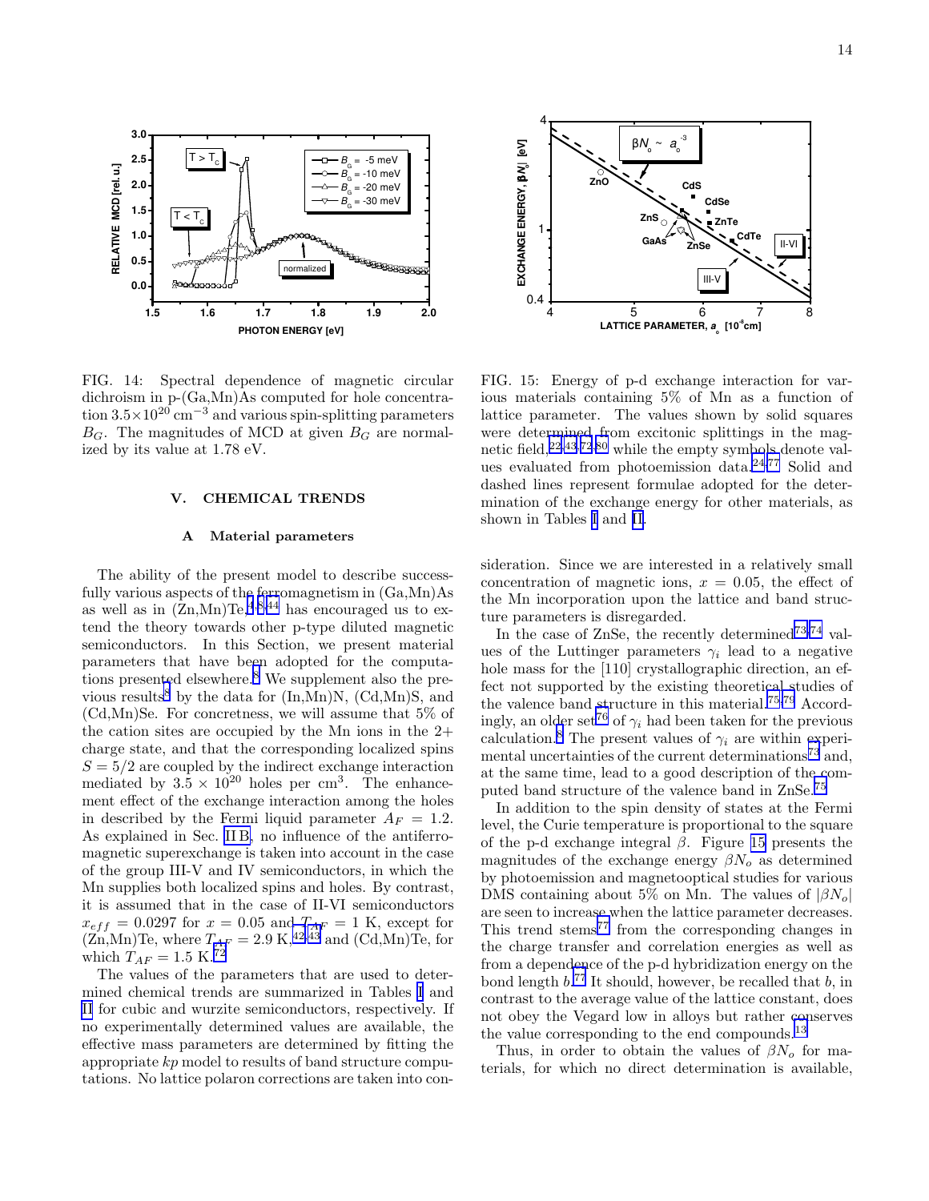FIG. 14: Spectral dependence of magnetic circular dichroism in p-(Ga,Mn)As computed for hole concentration $3.5\times10^{20}$ cm$^{-3}$ and various spin-splitting parameters $B_G$. The magnitudes of MCD at given $B_G$ are normalized by its value at 1.78 eV.

FIG. 15: Energy of p-d exchange interaction for various materials containing 5% of Mn as a function of lattice parameter. The values shown by solid squares were determined from excitonic splittings in the magnetic field,[22,43,72,80] while the empty symbols denote values evaluated from photoemission data.[24,77] Solid and dashed lines represent formulae adopted for the determination of the exchange energy for other materials, as shown in Tables I and II.

## V. CHEMICAL TRENDS

### A Material parameters

The ability of the present model to describe successfully various aspects of the ferromagnetism in (Ga,Mn)As as well as in (Zn,Mn)Te,[4,8,44] has encouraged us to extend the theory towards other p-type diluted magnetic semiconductors. In this Section, we present material parameters that have been adopted for the computations presented elsewhere.[8] We supplement also the previous results[8] by the data for (In,Mn)N, (Cd,Mn)S, and (Cd,Mn)Se. For concretness, we will assume that 5% of the cation sites are occupied by the Mn ions in the 2+ charge state, and that the corresponding localized spins $S = 5/2$ are coupled by the indirect exchange interaction mediated by $3.5 \times 10^{20}$ holes per cm$^3$. The enhancement effect of the exchange interaction among the holes in described by the Fermi liquid parameter $A_F = 1.2$. As explained in Sec. IIB, no influence of the antiferromagnetic superexchange is taken into account in the case of the group III-V and IV semiconductors, in which the Mn supplies both localized spins and holes. By contrast, it is assumed that in the case of II-VI semiconductors $x_{eff} = 0.0297$ for $x = 0.05$ and $T_{AF} = 1$ K, except for (Zn,Mn)Te, where $T_{AF} = 2.9$ K,[42,43] and (Cd,Mn)Te, for which $T_{AF} = 1.5$ K.[72]

The values of the parameters that are used to determined chemical trends are summarized in Tables I and II for cubic and wurzite semiconductors, respectively. If no experimentally determined values are available, the effective mass parameters are determined by fitting the appropriate $kp$ model to results of band structure computations. No lattice polaron corrections are taken into consideration. Since we are interested in a relatively small concentration of magnetic ions, $x = 0.05$, the effect of the Mn incorporation upon the lattice and band structure parameters is disregarded.

In the case of ZnSe, the recently determined[73,74] values of the Luttinger parameters $\gamma_i$ lead to a negative hole mass for the [110] crystallographic direction, an effect not supported by the existing theoretical studies of the valence band structure in this material.[75,79] Accordingly, an older set[76] of $\gamma_i$ had been taken for the previous calculation.[8] The present values of $\gamma_i$ are within experimental uncertainties of the current determinations[73] and, at the same time, lead to a good description of the computed band structure of the valence band in ZnSe.[75]

In addition to the spin density of states at the Fermi level, the Curie temperature is proportional to the square of the p-d exchange integral $\beta$. Figure 15 presents the magnitudes of the exchange energy $\beta N_o$ as determined by photoemission and magnetooptical studies for various DMS containing about 5% on Mn. The values of $|\beta N_o|$ are seen to increase when the lattice parameter decreases. This trend stems[77] from the corresponding changes in the charge transfer and correlation energies as well as from a dependence of the p-d hybridization energy on the bond length $b$.[77] It should, however, be recalled that $b$, in contrast to the average value of the lattice constant, does not obey the Vegard low in alloys but rather conserves the value corresponding to the end compounds.[13]

Thus, in order to obtain the values of $\beta N_o$ for materials, for which no direct determination is available,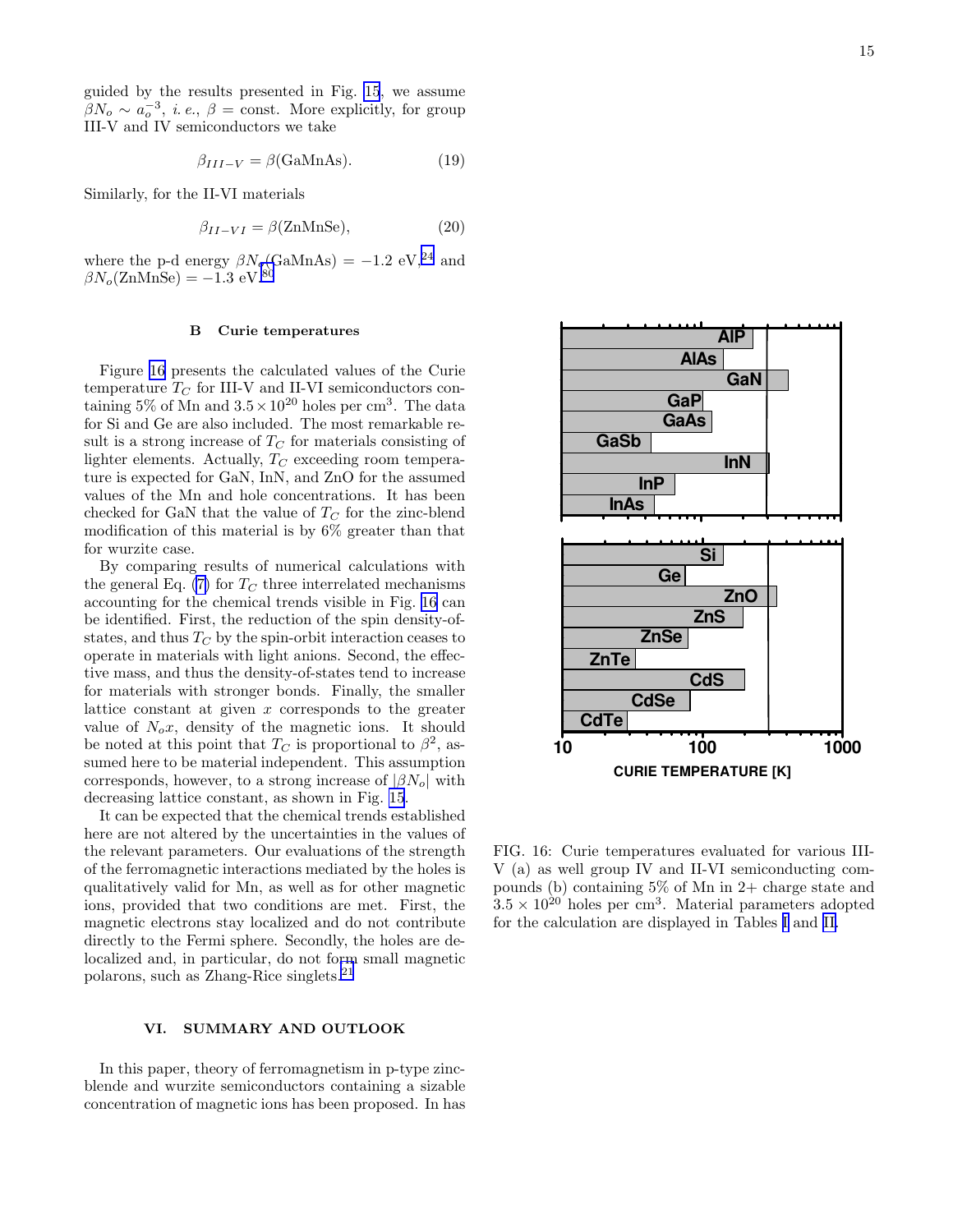guided by the results presented in Fig. 15, we assume $\beta N_o \sim a_o^{-3}$, *i. e.*, $\beta = \text{const}$. More explicitly, for group III-V and IV semiconductors we take

$$\beta_{III-V} = \beta(\text{GaMnAs}). \tag{19}$$

Similarly, for the II-VI materials

$$\beta_{II-VI} = \beta(\text{ZnMnSe}), \tag{20}$$

where the p-d energy $\beta N_o(\text{GaMnAs}) = -1.2$ eV,[24] and $\beta N_o(\text{ZnMnSe}) = -1.3$ eV.[80]

### B Curie temperatures

Figure 16 presents the calculated values of the Curie temperature $T_C$ for III-V and II-VI semiconductors containing 5% of Mn and $3.5 \times 10^{20}$ holes per cm$^3$. The data for Si and Ge are also included. The most remarkable result is a strong increase of $T_C$ for materials consisting of lighter elements. Actually, $T_C$ exceeding room temperature is expected for GaN, InN, and ZnO for the assumed values of the Mn and hole concentrations. It has been checked for GaN that the value of $T_C$ for the zinc-blend modification of this material is by 6% greater than that for wurzite case.

By comparing results of numerical calculations with the general Eq. (7) for $T_C$ three interrelated mechanisms accounting for the chemical trends visible in Fig. 16 can be identified. First, the reduction of the spin density-of-states, and thus $T_C$ by the spin-orbit interaction ceases to operate in materials with light anions. Second, the effective mass, and thus the density-of-states tend to increase for materials with stronger bonds. Finally, the smaller lattice constant at given $x$ corresponds to the greater value of $N_o x$, density of the magnetic ions. It should be noted at this point that $T_C$ is proportional to $\beta^2$, assumed here to be material independent. This assumption corresponds, however, to a strong increase of $|\beta N_o|$ with decreasing lattice constant, as shown in Fig. 15.

It can be expected that the chemical trends established here are not altered by the uncertainties in the values of the relevant parameters. Our evaluations of the strength of the ferromagnetic interactions mediated by the holes is qualitatively valid for Mn, as well as for other magnetic ions, provided that two conditions are met. First, the magnetic electrons stay localized and do not contribute directly to the Fermi sphere. Secondly, the holes are delocalized and, in particular, do not form small magnetic polarons, such as Zhang-Rice singlets.[21]

FIG. 16: Curie temperatures evaluated for various III-V (a) as well group IV and II-VI semiconducting compounds (b) containing 5% of Mn in 2+ charge state and $3.5 \times 10^{20}$ holes per cm$^3$. Material parameters adopted for the calculation are displayed in Tables I and II.

## VI. SUMMARY AND OUTLOOK

In this paper, theory of ferromagnetism in p-type zinc-blende and wurzite semiconductors containing a sizable concentration of magnetic ions has been proposed. In has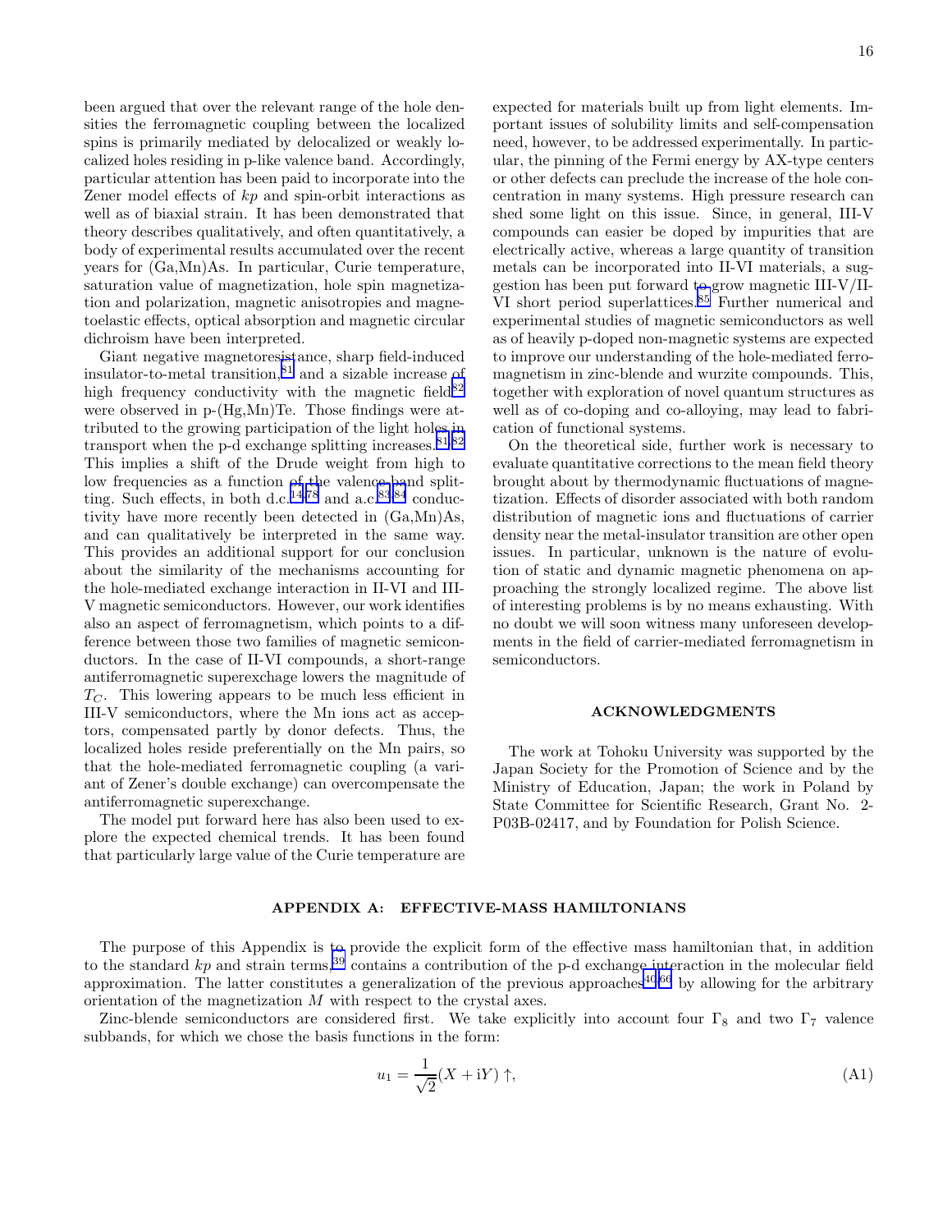been argued that over the relevant range of the hole densities the ferromagnetic coupling between the localized spins is primarily mediated by delocalized or weakly localized holes residing in p-like valence band. Accordingly, particular attention has been paid to incorporate into the Zener model effects of $kp$ and spin-orbit interactions as well as of biaxial strain. It has been demonstrated that theory describes qualitatively, and often quantitatively, a body of experimental results accumulated over the recent years for (Ga,Mn)As. In particular, Curie temperature, saturation value of magnetization, hole spin magnetization and polarization, magnetic anisotropies and magnetoelastic effects, optical absorption and magnetic circular dichroism have been interpreted.

Giant negative magnetoresistance, sharp field-induced insulator-to-metal transition,[81] and a sizable increase of high frequency conductivity with the magnetic field[82] were observed in p-(Hg,Mn)Te. Those findings were attributed to the growing participation of the light holes in transport when the p-d exchange splitting increases.[81,82] This implies a shift of the Drude weight from high to low frequencies as a function of the valence band splitting. Such effects, in both d.c.[14,78] and a.c.[83,84] conductivity have more recently been detected in (Ga,Mn)As, and can qualitatively be interpreted in the same way. This provides an additional support for our conclusion about the similarity of the mechanisms accounting for the hole-mediated exchange interaction in II-VI and III-V magnetic semiconductors. However, our work identifies also an aspect of ferromagnetism, which points to a difference between those two families of magnetic semiconductors. In the case of II-VI compounds, a short-range antiferromagnetic superexchange lowers the magnitude of $T_C$. This lowering appears to be much less efficient in III-V semiconductors, where the Mn ions act as acceptors, compensated partly by donor defects. Thus, the localized holes reside preferentially on the Mn pairs, so that the hole-mediated ferromagnetic coupling (a variant of Zener's double exchange) can overcompensate the antiferromagnetic superexchange.

The model put forward here has also been used to explore the expected chemical trends. It has been found that particularly large value of the Curie temperature are expected for materials built up from light elements. Important issues of solubility limits and self-compensation need, however, to be addressed experimentally. In particular, the pinning of the Fermi energy by AX-type centers or other defects can preclude the increase of the hole concentration in many systems. High pressure research can shed some light on this issue. Since, in general, III-V compounds can easier be doped by impurities that are electrically active, whereas a large quantity of transition metals can be incorporated into II-VI materials, a suggestion has been put forward to grow magnetic III-V/II-VI short period superlattices.[85] Further numerical and experimental studies of magnetic semiconductors as well as of heavily p-doped non-magnetic systems are expected to improve our understanding of the hole-mediated ferromagnetism in zinc-blende and wurzite compounds. This, together with exploration of novel quantum structures as well as of co-doping and co-alloying, may lead to fabrication of functional systems.

On the theoretical side, further work is necessary to evaluate quantitative corrections to the mean field theory brought about by thermodynamic fluctuations of magnetization. Effects of disorder associated with both random distribution of magnetic ions and fluctuations of carrier density near the metal-insulator transition are other open issues. In particular, unknown is the nature of evolution of static and dynamic magnetic phenomena on approaching the strongly localized regime. The above list of interesting problems is by no means exhausting. With no doubt we will soon witness many unforeseen developments in the field of carrier-mediated ferromagnetism in semiconductors.

## ACKNOWLEDGMENTS

The work at Tohoku University was supported by the Japan Society for the Promotion of Science and by the Ministry of Education, Japan; the work in Poland by State Committee for Scientific Research, Grant No. 2-P03B-02417, and by Foundation for Polish Science.

## APPENDIX A: EFFECTIVE-MASS HAMILTONIANS

The purpose of this Appendix is to provide the explicit form of the effective mass hamiltonian that, in addition to the standard $kp$ and strain terms,[39] contains a contribution of the p-d exchange interaction in the molecular field approximation. The latter constitutes a generalization of the previous approaches[40,66] by allowing for the arbitrary orientation of the magnetization $M$ with respect to the crystal axes.

Zinc-blende semiconductors are considered first. We take explicitly into account four $\Gamma_8$ and two $\Gamma_7$ valence subbands, for which we chose the basis functions in the form:

$$u_1 = \frac{1}{\sqrt{2}}(X + \mathrm{i}Y)\uparrow, \tag{A1}$$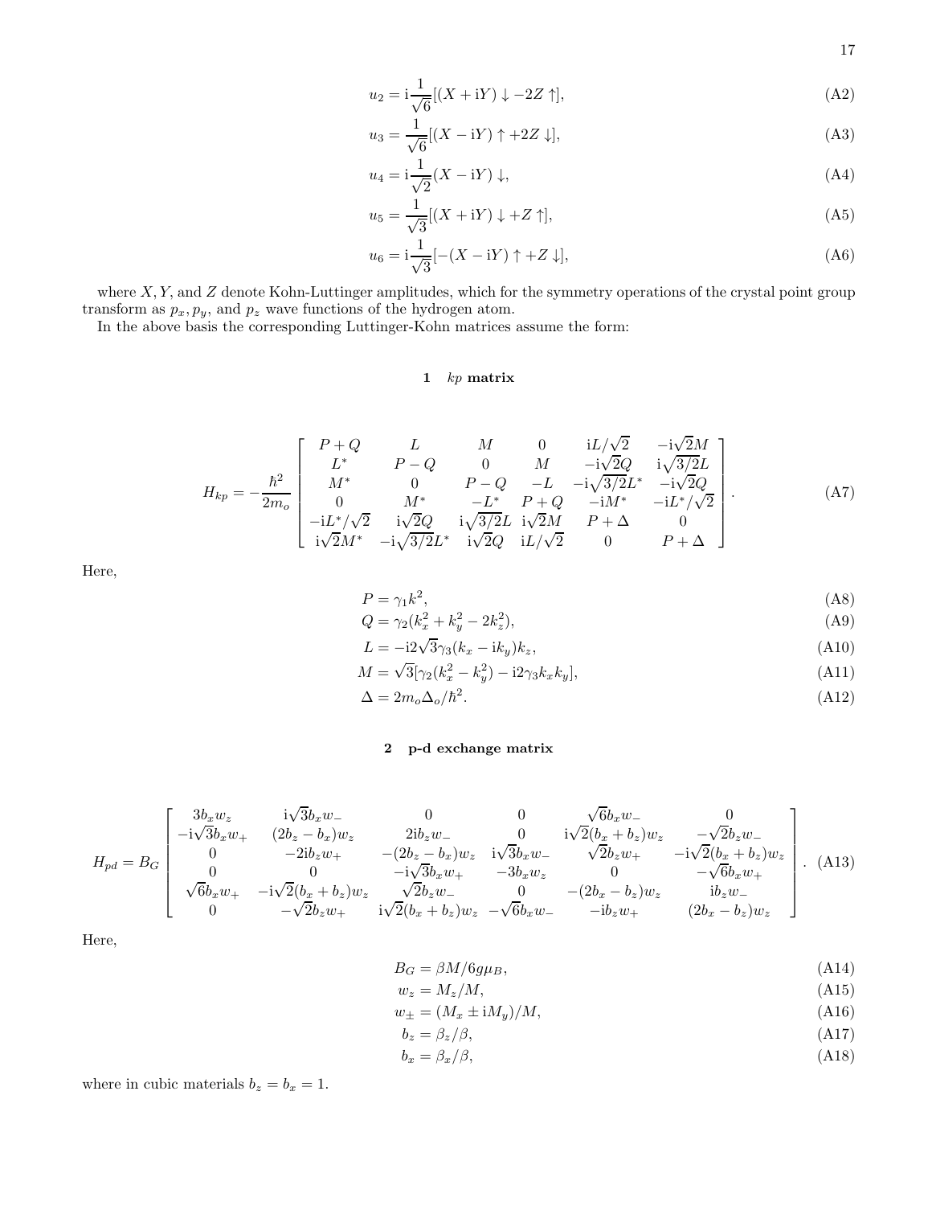$$u_2 = \mathrm{i}\frac{1}{\sqrt{6}}[(X+\mathrm{i}Y)\downarrow -2Z\uparrow], \tag{A2}$$

$$u_3 = \frac{1}{\sqrt{6}}[(X-\mathrm{i}Y)\uparrow +2Z\downarrow], \tag{A3}$$

$$u_4 = \mathrm{i}\frac{1}{\sqrt{2}}(X-\mathrm{i}Y)\downarrow, \tag{A4}$$

$$u_5 = \frac{1}{\sqrt{3}}[(X+\mathrm{i}Y)\downarrow +Z\uparrow], \tag{A5}$$

$$u_6 = \mathrm{i}\frac{1}{\sqrt{3}}[-(X-\mathrm{i}Y)\uparrow +Z\downarrow], \tag{A6}$$

where $X, Y$, and $Z$ denote Kohn-Luttinger amplitudes, which for the symmetry operations of the crystal point group transform as $p_x, p_y$, and $p_z$ wave functions of the hydrogen atom.

In the above basis the corresponding Luttinger-Kohn matrices assume the form:

### 1 $kp$ matrix

$$H_{kp} = -\frac{\hbar^2}{2m_o}\begin{bmatrix} P+Q & L & M & 0 & \mathrm{i}L/\sqrt{2} & -\mathrm{i}\sqrt{2}M \\ L^* & P-Q & 0 & M & -\mathrm{i}\sqrt{2}Q & \mathrm{i}\sqrt{3/2}L \\ M^* & 0 & P-Q & -L & -\mathrm{i}\sqrt{3/2}L^* & -\mathrm{i}\sqrt{2}Q \\ 0 & M^* & -L^* & P+Q & -\mathrm{i}M^* & -\mathrm{i}L^*/\sqrt{2} \\ -\mathrm{i}L^*/\sqrt{2} & \mathrm{i}\sqrt{2}Q & \mathrm{i}\sqrt{3/2}L & \mathrm{i}\sqrt{2}M & P+\Delta & 0 \\ \mathrm{i}\sqrt{2}M^* & -\mathrm{i}\sqrt{3/2}L^* & \mathrm{i}\sqrt{2}Q & \mathrm{i}L/\sqrt{2} & 0 & P+\Delta \end{bmatrix}. \tag{A7}$$

Here,

$$P = \gamma_1 k^2, \tag{A8}$$

$$Q = \gamma_2(k_x^2 + k_y^2 - 2k_z^2), \tag{A9}$$

$$L = -\mathrm{i}2\sqrt{3}\gamma_3(k_x - \mathrm{i}k_y)k_z, \tag{A10}$$

$$M = \sqrt{3}[\gamma_2(k_x^2 - k_y^2) - \mathrm{i}2\gamma_3 k_x k_y], \tag{A11}$$

$$\Delta = 2m_o\Delta_o/\hbar^2. \tag{A12}$$

### 2 p-d exchange matrix

$$H_{pd} = B_G\begin{bmatrix} 3b_x w_z & \mathrm{i}\sqrt{3}b_x w_- & 0 & 0 & \sqrt{6}b_x w_- & 0 \\ -\mathrm{i}\sqrt{3}b_x w_+ & (2b_z - b_x)w_z & 2\mathrm{i}b_z w_- & 0 & \mathrm{i}\sqrt{2}(b_x+b_z)w_z & -\sqrt{2}b_z w_- \\ 0 & -2\mathrm{i}b_z w_+ & -(2b_z - b_x)w_z & \mathrm{i}\sqrt{3}b_x w_- & \sqrt{2}b_z w_+ & -\mathrm{i}\sqrt{2}(b_x+b_z)w_z \\ 0 & 0 & -\mathrm{i}\sqrt{3}b_x w_+ & -3b_x w_z & 0 & -\sqrt{6}b_x w_+ \\ \sqrt{6}b_x w_+ & -\mathrm{i}\sqrt{2}(b_x+b_z)w_z & \sqrt{2}b_z w_- & 0 & -(2b_x - b_z)w_z & \mathrm{i}b_z w_- \\ 0 & -\sqrt{2}b_z w_+ & \mathrm{i}\sqrt{2}(b_x+b_z)w_z & -\sqrt{6}b_x w_- & -\mathrm{i}b_z w_+ & (2b_x - b_z)w_z \end{bmatrix}. \tag{A13}$$

Here,

$$B_G = \beta M/6g\mu_B, \tag{A14}$$

$$w_z = M_z/M, \tag{A15}$$

$$w_\pm = (M_x \pm \mathrm{i}M_y)/M, \tag{A16}$$

$$b_z = \beta_z/\beta, \tag{A17}$$

$$b_x = \beta_x/\beta, \tag{A18}$$

where in cubic materials $b_z = b_x = 1$.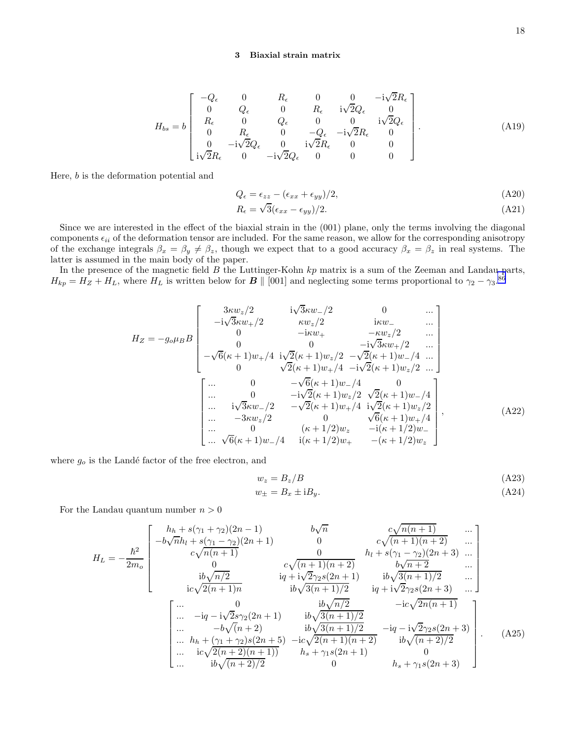### 3 Biaxial strain matrix

$$
H_{bs} = b \begin{bmatrix}
-Q_\epsilon & 0 & R_\epsilon & 0 & 0 & -\mathrm{i}\sqrt{2}R_\epsilon \\
0 & Q_\epsilon & 0 & R_\epsilon & \mathrm{i}\sqrt{2}Q_\epsilon & 0 \\
R_\epsilon & 0 & Q_\epsilon & 0 & 0 & \mathrm{i}\sqrt{2}Q_\epsilon \\
0 & R_\epsilon & 0 & -Q_\epsilon & -\mathrm{i}\sqrt{2}R_\epsilon & 0 \\
0 & -\mathrm{i}\sqrt{2}Q_\epsilon & 0 & \mathrm{i}\sqrt{2}R_\epsilon & 0 & 0 \\
\mathrm{i}\sqrt{2}R_\epsilon & 0 & -\mathrm{i}\sqrt{2}Q_\epsilon & 0 & 0 & 0
\end{bmatrix}. \tag{A19}
$$

Here, $b$ is the deformation potential and

$$
Q_\epsilon = \epsilon_{zz} - (\epsilon_{xx} + \epsilon_{yy})/2, \tag{A20}
$$

$$
R_\epsilon = \sqrt{3}(\epsilon_{xx} - \epsilon_{yy})/2. \tag{A21}
$$

Since we are interested in the effect of the biaxial strain in the (001) plane, only the terms involving the diagonal components $\epsilon_{ii}$ of the deformation tensor are included. For the same reason, we allow for the corresponding anisotropy of the exchange integrals $\beta_x = \beta_y \neq \beta_z$, though we expect that to a good accuracy $\beta_x = \beta_z$ in real systems. The latter is assumed in the main body of the paper.

In the presence of the magnetic field $B$ the Luttinger-Kohn $kp$ matrix is a sum of the Zeeman and Landau parts, $H_{kp} = H_Z + H_L$, where $H_L$ is written below for $\boldsymbol{B} \parallel [001]$ and neglecting some terms proportional to $\gamma_2 - \gamma_3$.[86]

$$
H_Z = -g_o\mu_B B \begin{bmatrix}
3\kappa w_z/2 & \mathrm{i}\sqrt{3}\kappa w_-/2 & 0 & ... \\
-\mathrm{i}\sqrt{3}\kappa w_+/2 & \kappa w_z/2 & \mathrm{i}\kappa w_- & ... \\
0 & -\mathrm{i}\kappa w_+ & -\kappa w_z/2 & ... \\
0 & 0 & -\mathrm{i}\sqrt{3}\kappa w_+/2 & ... \\
-\sqrt{6}(\kappa+1)w_+/4 & \mathrm{i}\sqrt{2}(\kappa+1)w_z/2 & -\sqrt{2}(\kappa+1)w_-/4 & ... \\
0 & \sqrt{2}(\kappa+1)w_+/4 & -\mathrm{i}\sqrt{2}(\kappa+1)w_z/2 & ...
\end{bmatrix}
$$

$$
\begin{bmatrix}
... & 0 & -\sqrt{6}(\kappa+1)w_-/4 & 0 \\
... & 0 & -\mathrm{i}\sqrt{2}(\kappa+1)w_z/2 & \sqrt{2}(\kappa+1)w_-/4 \\
... & \mathrm{i}\sqrt{3}\kappa w_-/2 & -\sqrt{2}(\kappa+1)w_+/4 & \mathrm{i}\sqrt{2}(\kappa+1)w_z/2 \\
... & -3\kappa w_z/2 & 0 & \sqrt{6}(\kappa+1)w_+/4 \\
... & 0 & (\kappa+1/2)w_z & -\mathrm{i}(\kappa+1/2)w_- \\
... & \sqrt{6}(\kappa+1)w_-/4 & \mathrm{i}(\kappa+1/2)w_+ & -(\kappa+1/2)w_z
\end{bmatrix}, \tag{A22}
$$

where $g_o$ is the Landé factor of the free electron, and

$$
w_z = B_z/B \tag{A23}
$$

$$
w_\pm = B_x \pm \mathrm{i}B_y. \tag{A24}
$$

For the Landau quantum number $n > 0$

$$
H_L = -\frac{\hbar^2}{2m_o} \begin{bmatrix}
h_h + s(\gamma_1+\gamma_2)(2n-1) & b\sqrt{n} & c\sqrt{n(n+1)} & ... \\
-b\sqrt{n} h_l + s(\gamma_1-\gamma_2)(2n+1) & 0 & c\sqrt{(n+1)(n+2)} & ... \\
c\sqrt{n(n+1)} & 0 & h_l + s(\gamma_1-\gamma_2)(2n+3) & ... \\
0 & c\sqrt{(n+1)(n+2)} & b\sqrt{n+2} & ... \\
\mathrm{i}b\sqrt{n/2} & \mathrm{i}q + \mathrm{i}\sqrt{2}\gamma_2 s(2n+1) & \mathrm{i}b\sqrt{3(n+1)/2} & ... \\
\mathrm{i}c\sqrt{2(n+1)n} & \mathrm{i}b\sqrt{3(n+1)/2} & \mathrm{i}q + \mathrm{i}\sqrt{2}\gamma_2 s(2n+3) & ...
\end{bmatrix}
$$

$$
\begin{bmatrix}
... & 0 & \mathrm{i}b\sqrt{n/2} & -\mathrm{i}c\sqrt{2n(n+1)} \\
... & -\mathrm{i}q - \mathrm{i}\sqrt{2}s\gamma_2(2n+1) & \mathrm{i}b\sqrt{3(n+1)/2} & \\
... & -b\sqrt{(n+2)} & \mathrm{i}b\sqrt{3(n+1)/2} & -\mathrm{i}q - \mathrm{i}\sqrt{2}\gamma_2 s(2n+3) \\
... & h_h + (\gamma_1+\gamma_2)s(2n+5) & -\mathrm{i}c\sqrt{2(n+1)(n+2)} & \mathrm{i}b\sqrt{(n+2)/2} \\
... & \mathrm{i}c\sqrt{2(n+2)(n+1))} & h_s + \gamma_1 s(2n+1) & 0 \\
... & \mathrm{i}b\sqrt{(n+2)/2} & 0 & h_s + \gamma_1 s(2n+3)
\end{bmatrix}. \tag{A25}
$$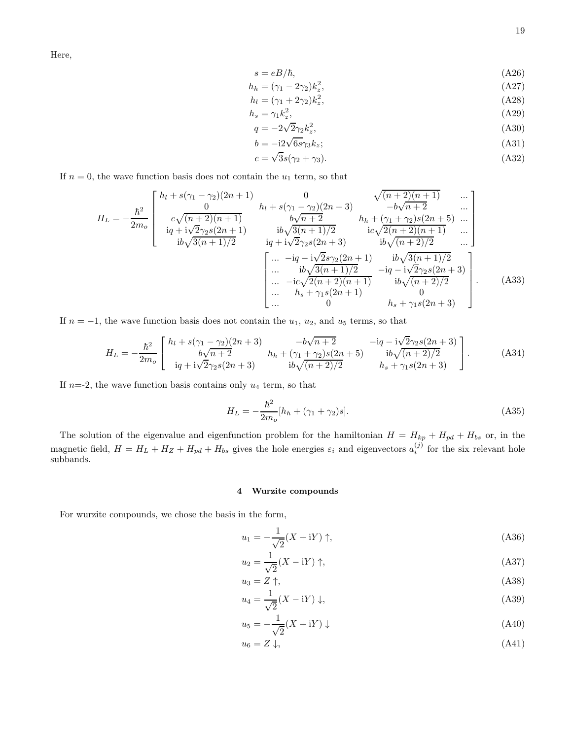Here,

$$s = eB/\hbar, \tag{A26}$$

$$h_h = (\gamma_1 - 2\gamma_2)k_z^2, \tag{A27}$$

$$h_l = (\gamma_1 + 2\gamma_2)k_z^2, \tag{A28}$$

$$h_s = \gamma_1 k_z^2, \tag{A29}$$

$$q = -2\sqrt{2}\gamma_2 k_z^2, \tag{A30}$$

$$b = -\mathrm{i}2\sqrt{6s}\gamma_3 k_z; \tag{A31}$$

$$c = \sqrt{3}s(\gamma_2 + \gamma_3). \tag{A32}$$

If $n = 0$, the wave function basis does not contain the $u_1$ term, so that

$$H_L = -\frac{\hbar^2}{2m_o}\begin{bmatrix} h_l + s(\gamma_1-\gamma_2)(2n+1) & 0 & \sqrt{(n+2)(n+1)} & ... \\ 0 & h_l + s(\gamma_1-\gamma_2)(2n+3) & -b\sqrt{n+2} & ... \\ c\sqrt{(n+2)(n+1)} & b\sqrt{n+2} & h_h + (\gamma_1+\gamma_2)s(2n+5) & ... \\ \mathrm{i}q + \mathrm{i}\sqrt{2}\gamma_2 s(2n+1) & \mathrm{i}b\sqrt{3(n+1)/2} & \mathrm{i}c\sqrt{2(n+2)(n+1)} & ... \\ \mathrm{i}b\sqrt{3(n+1)/2} & \mathrm{i}q + \mathrm{i}\sqrt{2}\gamma_2 s(2n+3) & \mathrm{i}b\sqrt{(n+2)/2} & ... \end{bmatrix}$$

$$\begin{bmatrix} ... & -\mathrm{i}q - \mathrm{i}\sqrt{2}s\gamma_2(2n+1) & \mathrm{i}b\sqrt{3(n+1)/2} \\ ... & \mathrm{i}b\sqrt{3(n+1)/2} & -\mathrm{i}q - \mathrm{i}\sqrt{2}\gamma_2 s(2n+3) \\ ... & -\mathrm{i}c\sqrt{2(n+2)(n+1)} & \mathrm{i}b\sqrt{(n+2)/2} \\ ... & h_s + \gamma_1 s(2n+1) & 0 \\ ... & 0 & h_s + \gamma_1 s(2n+3) \end{bmatrix}. \tag{A33}$$

If $n = -1$, the wave function basis does not contain the $u_1$, $u_2$, and $u_5$ terms, so that

$$H_L = -\frac{\hbar^2}{2m_o}\begin{bmatrix} h_l + s(\gamma_1-\gamma_2)(2n+3) & -b\sqrt{n+2} & -\mathrm{i}q - \mathrm{i}\sqrt{2}\gamma_2 s(2n+3) \\ b\sqrt{n+2} & h_h + (\gamma_1+\gamma_2)s(2n+5) & \mathrm{i}b\sqrt{(n+2)/2} \\ \mathrm{i}q + \mathrm{i}\sqrt{2}\gamma_2 s(2n+3) & \mathrm{i}b\sqrt{(n+2)/2} & h_s + \gamma_1 s(2n+3) \end{bmatrix}. \tag{A34}$$

If $n$=-2, the wave function basis contains only $u_4$ term, so that

$$H_L = -\frac{\hbar^2}{2m_o}[h_h + (\gamma_1+\gamma_2)s]. \tag{A35}$$

The solution of the eigenvalue and eigenfunction problem for the hamiltonian $H = H_{kp} + H_{pd} + H_{bs}$ or, in the magnetic field, $H = H_L + H_Z + H_{pd} + H_{bs}$ gives the hole energies $\varepsilon_i$ and eigenvectors $a_i^{(j)}$ for the six relevant hole subbands.

### 4 Wurzite compounds

For wurzite compounds, we chose the basis in the form,

$$u_1 = -\frac{1}{\sqrt{2}}(X + \mathrm{i}Y)\uparrow, \tag{A36}$$

$$u_2 = \frac{1}{\sqrt{2}}(X - \mathrm{i}Y)\uparrow, \tag{A37}$$

$$u_3 = Z\uparrow, \tag{A38}$$

$$u_4 = \frac{1}{\sqrt{2}}(X - \mathrm{i}Y)\downarrow, \tag{A39}$$

$$u_5 = -\frac{1}{\sqrt{2}}(X + \mathrm{i}Y)\downarrow \tag{A40}$$

$$u_6 = Z\downarrow, \tag{A41}$$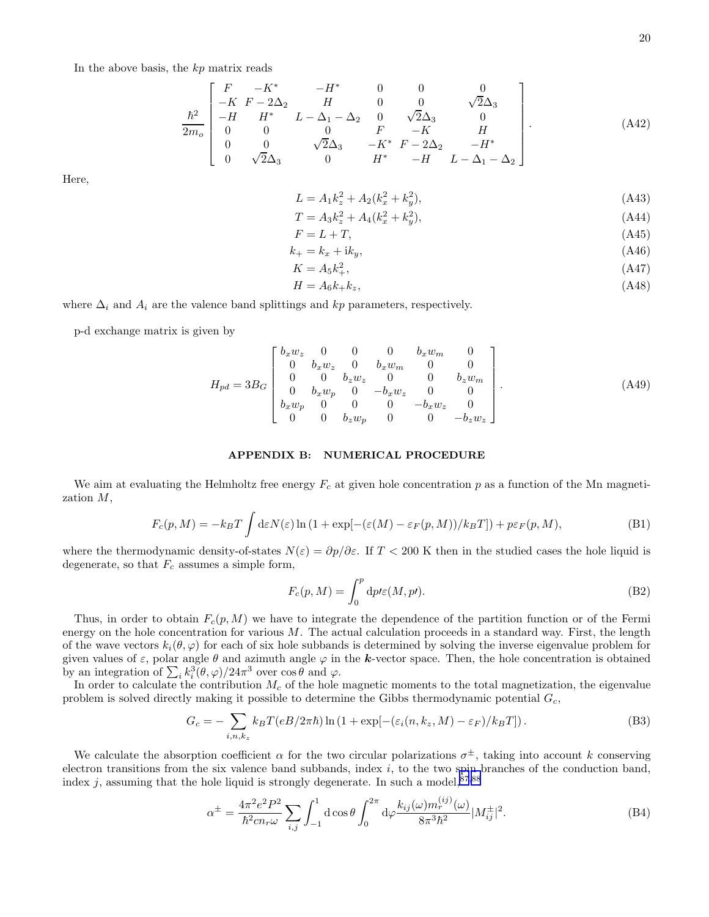In the above basis, the $kp$ matrix reads

$$\frac{\hbar^2}{2m_o}\begin{bmatrix} F & -K^* & -H^* & 0 & 0 & 0 \\ -K & F-2\Delta_2 & H & 0 & 0 & \sqrt{2}\Delta_3 \\ -H & H^* & L-\Delta_1-\Delta_2 & 0 & \sqrt{2}\Delta_3 & 0 \\ 0 & 0 & 0 & F & -K & H \\ 0 & 0 & \sqrt{2}\Delta_3 & -K^* & F-2\Delta_2 & -H^* \\ 0 & \sqrt{2}\Delta_3 & 0 & H^* & -H & L-\Delta_1-\Delta_2 \end{bmatrix}. \tag{A42}$$

Here,

$$L = A_1 k_z^2 + A_2(k_x^2 + k_y^2), \tag{A43}$$

$$T = A_3 k_z^2 + A_4(k_x^2 + k_y^2), \tag{A44}$$

$$F = L + T, \tag{A45}$$

$$k_+ = k_x + \mathrm{i}k_y, \tag{A46}$$

$$K = A_5 k_+^2, \tag{A47}$$

$$H = A_6 k_+ k_z, \tag{A48}$$

where $\Delta_i$ and $A_i$ are the valence band splittings and $kp$ parameters, respectively.

p-d exchange matrix is given by

$$H_{pd} = 3B_G\begin{bmatrix} b_x w_z & 0 & 0 & 0 & b_x w_m & 0 \\ 0 & b_x w_z & 0 & b_x w_m & 0 & 0 \\ 0 & 0 & b_z w_z & 0 & 0 & b_z w_m \\ 0 & b_x w_p & 0 & -b_x w_z & 0 & 0 \\ b_x w_p & 0 & 0 & 0 & -b_x w_z & 0 \\ 0 & 0 & b_z w_p & 0 & 0 & -b_z w_z \end{bmatrix}. \tag{A49}$$

## APPENDIX B: NUMERICAL PROCEDURE

We aim at evaluating the Helmholtz free energy $F_c$ at given hole concentration $p$ as a function of the Mn magnetization $M$,

$$F_c(p, M) = -k_B T \int \mathrm{d}\varepsilon N(\varepsilon) \ln\left(1 + \exp[-(\varepsilon(M) - \varepsilon_F(p, M))/k_B T]\right) + p\varepsilon_F(p, M), \tag{B1}$$

where the thermodynamic density-of-states $N(\varepsilon) = \partial p/\partial\varepsilon$. If $T < 200$ K then in the studied cases the hole liquid is degenerate, so that $F_c$ assumes a simple form,

$$F_c(p, M) = \int_0^p \mathrm{d}p\prime \varepsilon(M, p\prime). \tag{B2}$$

Thus, in order to obtain $F_c(p, M)$ we have to integrate the dependence of the partition function or of the Fermi energy on the hole concentration for various $M$. The actual calculation proceeds in a standard way. First, the length of the wave vectors $k_i(\theta, \varphi)$ for each of six hole subbands is determined by solving the inverse eigenvalue problem for given values of $\varepsilon$, polar angle $\theta$ and azimuth angle $\varphi$ in the $\boldsymbol{k}$-vector space. Then, the hole concentration is obtained by an integration of $\sum_i k_i^3(\theta, \varphi)/24\pi^3$ over $\cos\theta$ and $\varphi$.

In order to calculate the contribution $M_c$ of the hole magnetic moments to the total magnetization, the eigenvalue problem is solved directly making it possible to determine the Gibbs thermodynamic potential $G_c$,

$$G_c = -\sum_{i,n,k_z} k_B T(eB/2\pi\hbar) \ln\left(1 + \exp[-(\varepsilon_i(n, k_z, M) - \varepsilon_F)/k_B T]\right). \tag{B3}$$

We calculate the absorption coefficient $\alpha$ for the two circular polarizations $\sigma^\pm$, taking into account $k$ conserving electron transitions from the six valence band subbands, index $i$, to the two spin branches of the conduction band, index $j$, assuming that the hole liquid is strongly degenerate. In such a model,[87,88]

$$\alpha^\pm = \frac{4\pi^2 e^2 P^2}{\hbar^2 c n_r \omega} \sum_{i,j} \int_{-1}^{1} \mathrm{d}\cos\theta \int_0^{2\pi} \mathrm{d}\varphi \frac{k_{ij}(\omega) m_r^{(ij)}(\omega)}{8\pi^3\hbar^2} |M_{ij}^\pm|^2. \tag{B4}$$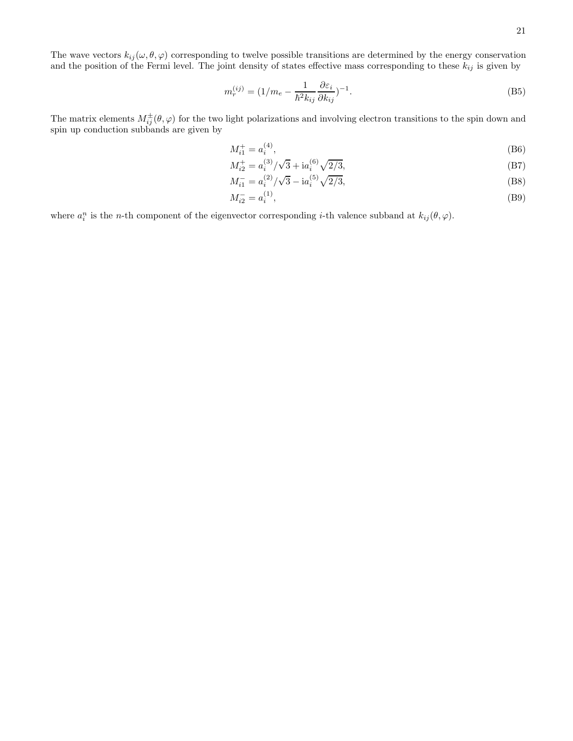The wave vectors $k_{ij}(\omega, \theta, \varphi)$ corresponding to twelve possible transitions are determined by the energy conservation and the position of the Fermi level. The joint density of states effective mass corresponding to these $k_{ij}$ is given by

$$m_r^{(ij)} = (1/m_e - \frac{1}{\hbar^2 k_{ij}} \frac{\partial \varepsilon_i}{\partial k_{ij}})^{-1}. \tag{B5}$$

The matrix elements $M_{ij}^{\pm}(\theta, \varphi)$ for the two light polarizations and involving electron transitions to the spin down and spin up conduction subbands are given by

$$M_{i1}^{+} = a_i^{(4)}, \tag{B6}$$

$$M_{i2}^{+} = a_i^{(3)}/\sqrt{3} + \mathrm{i} a_i^{(6)} \sqrt{2/3}, \tag{B7}$$

$$M_{i1}^{-} = a_i^{(2)}/\sqrt{3} - \mathrm{i} a_i^{(5)} \sqrt{2/3}, \tag{B8}$$

$$M_{i2}^{-} = a_i^{(1)}, \tag{B9}$$

where $a_i^n$ is the $n$-th component of the eigenvector corresponding $i$-th valence subband at $k_{ij}(\theta, \varphi)$.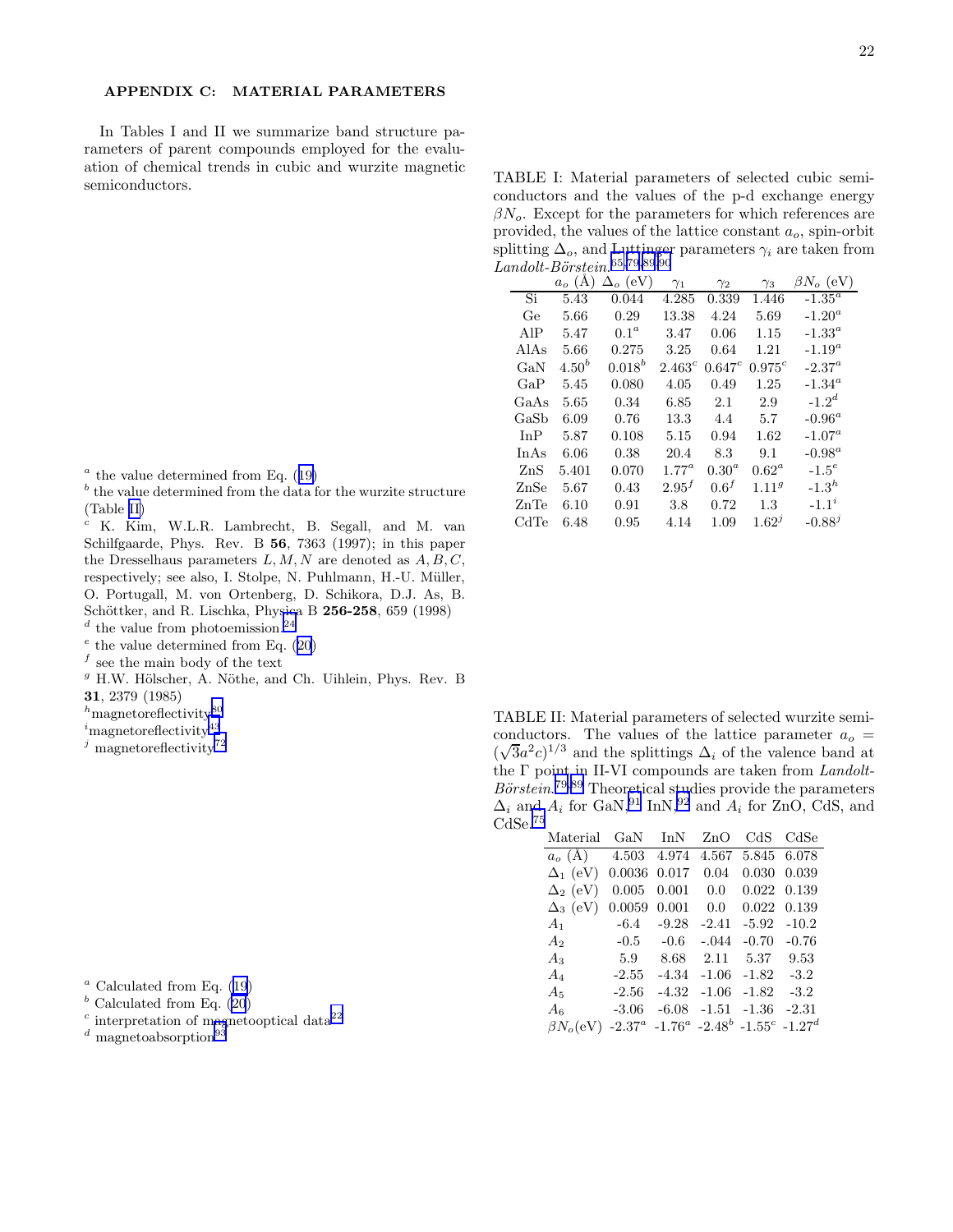## APPENDIX C: MATERIAL PARAMETERS

In Tables I and II we summarize band structure parameters of parent compounds employed for the evaluation of chemical trends in cubic and wurzite magnetic semiconductors.

TABLE I: Material parameters of selected cubic semiconductors and the values of the p-d exchange energy $\beta N_o$. Except for the parameters for which references are provided, the values of the lattice constant $a_o$, spin-orbit splitting $\Delta_o$, and Luttinger parameters $\gamma_i$ are taken from *Landolt-Börstein*.[65,79,89,90]

| | $a_o$ (Å) | $\Delta_o$ (eV) | $\gamma_1$ | $\gamma_2$ | $\gamma_3$ | $\beta N_o$ (eV) |
|---|---|---|---|---|---|---|
| Si | 5.43 | 0.044 | 4.285 | 0.339 | 1.446 | -1.35[a] |
| Ge | 5.66 | 0.29 | 13.38 | 4.24 | 5.69 | -1.20[a] |
| AlP | 5.47 | 0.1[a] | 3.47 | 0.06 | 1.15 | -1.33[a] |
| AlAs | 5.66 | 0.275 | 3.25 | 0.64 | 1.21 | -1.19[a] |
| GaN | 4.50[b] | 0.018[b] | 2.463[c] | 0.647[c] | 0.975[c] | -2.37[a] |
| GaP | 5.45 | 0.080 | 4.05 | 0.49 | 1.25 | -1.34[a] |
| GaAs | 5.65 | 0.34 | 6.85 | 2.1 | 2.9 | -1.2[d] |
| GaSb | 6.09 | 0.76 | 13.3 | 4.4 | 5.7 | -0.96[a] |
| InP | 5.87 | 0.108 | 5.15 | 0.94 | 1.62 | -1.07[a] |
| InAs | 6.06 | 0.38 | 20.4 | 8.3 | 9.1 | -0.98[a] |
| ZnS | 5.401 | 0.070 | 1.77[a] | 0.30[a] | 0.62[a] | -1.5[e] |
| ZnSe | 5.67 | 0.43 | 2.95[f] | 0.6[f] | 1.11[g] | -1.3[h] |
| ZnTe | 6.10 | 0.91 | 3.8 | 0.72 | 1.3 | -1.1[i] |
| CdTe | 6.48 | 0.95 | 4.14 | 1.09 | 1.62[j] | -0.88[j] |

[a] the value determined from Eq. (19)
[b] the value determined from the data for the wurzite structure (Table II)
[c] K. Kim, W.L.R. Lambrecht, B. Segall, and M. van Schilfgaarde, Phys. Rev. B **56**, 7363 (1997); in this paper the Dresselhaus parameters $L, M, N$ are denoted as $A, B, C$, respectively; see also, I. Stolpe, N. Puhlmann, H.-U. Müller, O. Portugall, M. von Ortenberg, D. Schikora, D.J. As, B. Schöttker, and R. Lischka, Physica B **256-258**, 659 (1998)
[d] the value from photoemission.[24]
[e] the value determined from Eq. (20)
[f] see the main body of the text
[g] H.W. Hölscher, A. Nöthe, and Ch. Uihlein, Phys. Rev. B **31**, 2379 (1985)
[h] magnetoreflectivity[80]
[i] magnetoreflectivity[43]
[j] magnetoreflectivity[72]

TABLE II: Material parameters of selected wurzite semiconductors. The values of the lattice parameter $a_o = (\sqrt{3}a^2c)^{1/3}$ and the splittings $\Delta_i$ of the valence band at the $\Gamma$ point in II-VI compounds are taken from *Landolt-Börstein*.[79,89] Theoretical studies provide the parameters $\Delta_i$ and $A_i$ for GaN,[91] InN,[92] and $A_i$ for ZnO, CdS, and CdSe.[75]

| Material | GaN | InN | ZnO | CdS | CdSe |
|---|---|---|---|---|---|
| $a_o$ (Å) | 4.503 | 4.974 | 4.567 | 5.845 | 6.078 |
| $\Delta_1$ (eV) | 0.0036 | 0.017 | 0.04 | 0.030 | 0.039 |
| $\Delta_2$ (eV) | 0.005 | 0.001 | 0.0 | 0.022 | 0.139 |
| $\Delta_3$ (eV) | 0.0059 | 0.001 | 0.0 | 0.022 | 0.139 |
| $A_1$ | -6.4 | -9.28 | -2.41 | -5.92 | -10.2 |
| $A_2$ | -0.5 | -0.6 | -.044 | -0.70 | -0.76 |
| $A_3$ | 5.9 | 8.68 | 2.11 | 5.37 | 9.53 |
| $A_4$ | -2.55 | -4.34 | -1.06 | -1.82 | -3.2 |
| $A_5$ | -2.56 | -4.32 | -1.06 | -1.82 | -3.2 |
| $A_6$ | -3.06 | -6.08 | -1.51 | -1.36 | -2.31 |
| $\beta N_o$(eV) | -2.37[a] | -1.76[a] | -2.48[b] | -1.55[c] | -1.27[d] |

[a] Calculated from Eq. (19)
[b] Calculated from Eq. (20)
[c] interpretation of magnetooptical data[22]
[d] magnetoabsorption[93]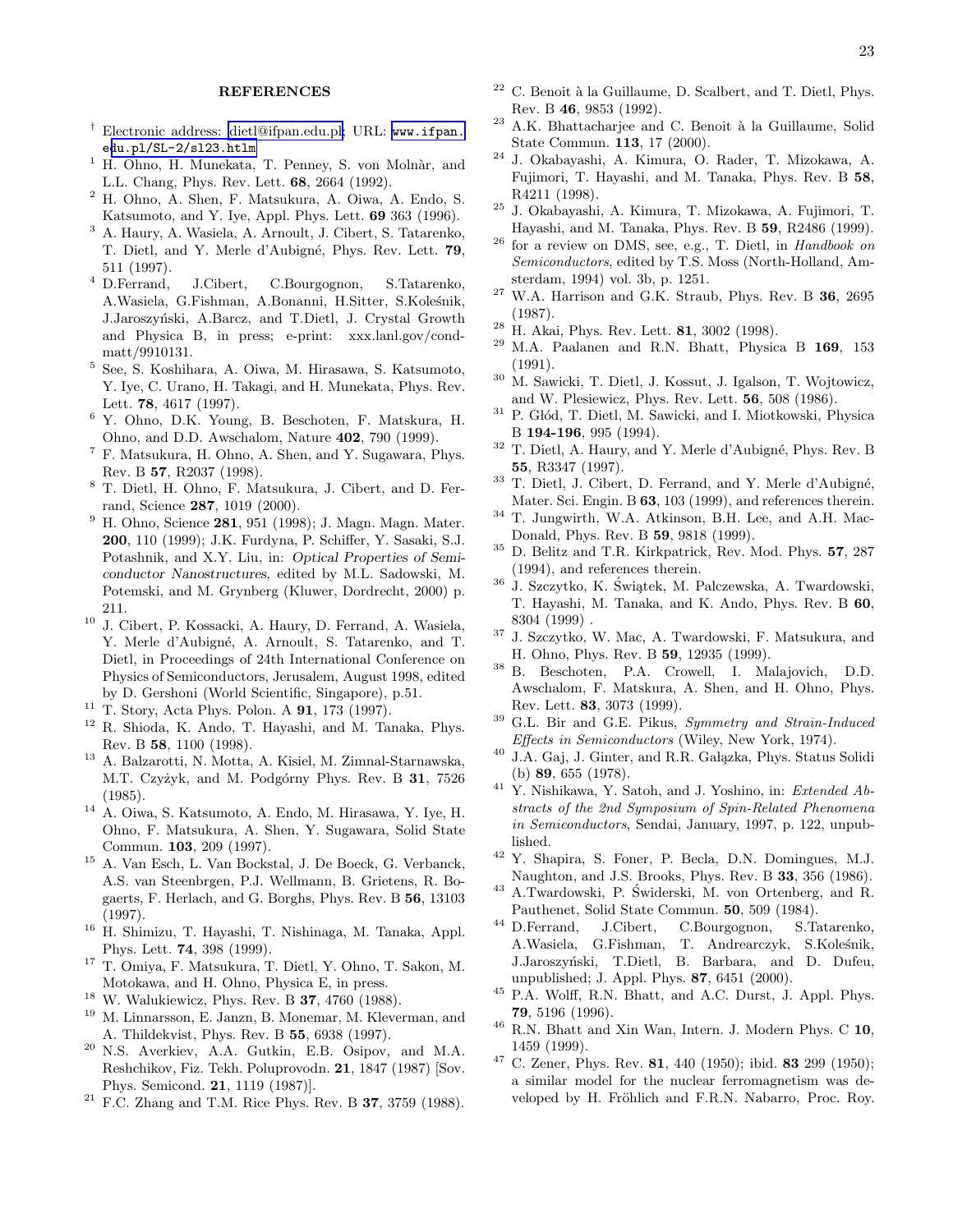## REFERENCES

[†] Electronic address: dietl@ifpan.edu.pl; URL: www.ifpan.edu.pl/SL-2/sl23.htlm

[1] H. Ohno, H. Munekata, T. Penney, S. von Molnàr, and L.L. Chang, Phys. Rev. Lett. **68**, 2664 (1992).

[2] H. Ohno, A. Shen, F. Matsukura, A. Oiwa, A. Endo, S. Katsumoto, and Y. Iye, Appl. Phys. Lett. **69** 363 (1996).

[3] A. Haury, A. Wasiela, A. Arnoult, J. Cibert, S. Tatarenko, T. Dietl, and Y. Merle d'Aubigné, Phys. Rev. Lett. **79**, 511 (1997).

[4] D.Ferrand, J.Cibert, C.Bourgognon, S.Tatarenko, A.Wasiela, G.Fishman, A.Bonanni, H.Sitter, S.Koleśnik, J.Jaroszyński, A.Barcz, and T.Dietl, J. Crystal Growth and Physica B, in press; e-print: xxx.lanl.gov/cond-matt/9910131.

[5] See, S. Koshihara, A. Oiwa, M. Hirasawa, S. Katsumoto, Y. Iye, C. Urano, H. Takagi, and H. Munekata, Phys. Rev. Lett. **78**, 4617 (1997).

[6] Y. Ohno, D.K. Young, B. Beschoten, F. Matskura, H. Ohno, and D.D. Awschalom, Nature **402**, 790 (1999).

[7] F. Matsukura, H. Ohno, A. Shen, and Y. Sugawara, Phys. Rev. B **57**, R2037 (1998).

[8] T. Dietl, H. Ohno, F. Matsukura, J. Cibert, and D. Ferrand, Science **287**, 1019 (2000).

[9] H. Ohno, Science **281**, 951 (1998); J. Magn. Magn. Mater. **200**, 110 (1999); J.K. Furdyna, P. Schiffer, Y. Sasaki, S.J. Potashnik, and X.Y. Liu, in: *Optical Properties of Semiconductor Nanostructures*, edited by M.L. Sadowski, M. Potemski, and M. Grynberg (Kluwer, Dordrecht, 2000) p. 211.

[10] J. Cibert, P. Kossacki, A. Haury, D. Ferrand, A. Wasiela, Y. Merle d'Aubigné, A. Arnoult, S. Tatarenko, and T. Dietl, in Proceedings of 24th International Conference on Physics of Semiconductors, Jerusalem, August 1998, edited by D. Gershoni (World Scientific, Singapore), p.51.

[11] T. Story, Acta Phys. Polon. A **91**, 173 (1997).

[12] R. Shioda, K. Ando, T. Hayashi, and M. Tanaka, Phys. Rev. B **58**, 1100 (1998).

[13] A. Balzarotti, N. Motta, A. Kisiel, M. Zimnal-Starnawska, M.T. Czyżyk, and M. Podgórny Phys. Rev. B **31**, 7526 (1985).

[14] A. Oiwa, S. Katsumoto, A. Endo, M. Hirasawa, Y. Iye, H. Ohno, F. Matsukura, A. Shen, Y. Sugawara, Solid State Commun. **103**, 209 (1997).

[15] A. Van Esch, L. Van Bockstal, J. De Boeck, G. Verbanck, A.S. van Steenbrgen, P.J. Wellmann, B. Grietens, R. Bogaerts, F. Herlach, and G. Borghs, Phys. Rev. B **56**, 13103 (1997).

[16] H. Shimizu, T. Hayashi, T. Nishinaga, M. Tanaka, Appl. Phys. Lett. **74**, 398 (1999).

[17] T. Omiya, F. Matsukura, T. Dietl, Y. Ohno, T. Sakon, M. Motokawa, and H. Ohno, Physica E, in press.

[18] W. Walukiewicz, Phys. Rev. B **37**, 4760 (1988).

[19] M. Linnarsson, E. Janzn, B. Monemar, M. Kleverman, and A. Thildekvist, Phys. Rev. B **55**, 6938 (1997).

[20] N.S. Averkiev, A.A. Gutkin, E.B. Osipov, and M.A. Reshchikov, Fiz. Tekh. Poluprovodn. **21**, 1847 (1987) [Sov. Phys. Semicond. **21**, 1119 (1987)].

[21] F.C. Zhang and T.M. Rice Phys. Rev. B **37**, 3759 (1988).

[22] C. Benoit à la Guillaume, D. Scalbert, and T. Dietl, Phys. Rev. B **46**, 9853 (1992).

[23] A.K. Bhattacharjee and C. Benoit à la Guillaume, Solid State Commun. **113**, 17 (2000).

[24] J. Okabayashi, A. Kimura, O. Rader, T. Mizokawa, A. Fujimori, T. Hayashi, and M. Tanaka, Phys. Rev. B **58**, R4211 (1998).

[25] J. Okabayashi, A. Kimura, T. Mizokawa, A. Fujimori, T. Hayashi, and M. Tanaka, Phys. Rev. B **59**, R2486 (1999).

[26] for a review on DMS, see, e.g., T. Dietl, in *Handbook on Semiconductors*, edited by T.S. Moss (North-Holland, Amsterdam, 1994) vol. 3b, p. 1251.

[27] W.A. Harrison and G.K. Straub, Phys. Rev. B **36**, 2695 (1987).

[28] H. Akai, Phys. Rev. Lett. **81**, 3002 (1998).

[29] M.A. Paalanen and R.N. Bhatt, Physica B **169**, 153 (1991).

[30] M. Sawicki, T. Dietl, J. Kossut, J. Igalson, T. Wojtowicz, and W. Plesiewicz, Phys. Rev. Lett. **56**, 508 (1986).

[31] P. Głód, T. Dietl, M. Sawicki, and I. Miotkowski, Physica B **194-196**, 995 (1994).

[32] T. Dietl, A. Haury, and Y. Merle d'Aubigné, Phys. Rev. B **55**, R3347 (1997).

[33] T. Dietl, J. Cibert, D. Ferrand, and Y. Merle d'Aubigné, Mater. Sci. Engin. B **63**, 103 (1999), and references therein.

[34] T. Jungwirth, W.A. Atkinson, B.H. Lee, and A.H. MacDonald, Phys. Rev. B **59**, 9818 (1999).

[35] D. Belitz and T.R. Kirkpatrick, Rev. Mod. Phys. **57**, 287 (1994), and references therein.

[36] J. Szczytko, K. Świątek, M. Palczewska, A. Twardowski, T. Hayashi, M. Tanaka, and K. Ando, Phys. Rev. B **60**, 8304 (1999) .

[37] J. Szczytko, W. Mac, A. Twardowski, F. Matsukura, and H. Ohno, Phys. Rev. B **59**, 12935 (1999).

[38] B. Beschoten, P.A. Crowell, I. Malajovich, D.D. Awschalom, F. Matskura, A. Shen, and H. Ohno, Phys. Rev. Lett. **83**, 3073 (1999).

[39] G.L. Bir and G.E. Pikus, *Symmetry and Strain-Induced Effects in Semiconductors* (Wiley, New York, 1974).

[40] J.A. Gaj, J. Ginter, and R.R. Gałązka, Phys. Status Solidi (b) **89**, 655 (1978).

[41] Y. Nishikawa, Y. Satoh, and J. Yoshino, in: *Extended Abstracts of the 2nd Symposium of Spin-Related Phenomena in Semiconductors*, Sendai, January, 1997, p. 122, unpublished.

[42] Y. Shapira, S. Foner, P. Becla, D.N. Domingues, M.J. Naughton, and J.S. Brooks, Phys. Rev. B **33**, 356 (1986).

[43] A.Twardowski, P. Świderski, M. von Ortenberg, and R. Pauthenet, Solid State Commun. **50**, 509 (1984).

[44] D.Ferrand, J.Cibert, C.Bourgognon, S.Tatarenko, A.Wasiela, G.Fishman, T. Andrearczyk, S.Koleśnik, J.Jaroszyński, T.Dietl, B. Barbara, and D. Dufeu, unpublished; J. Appl. Phys. **87**, 6451 (2000).

[45] P.A. Wolff, R.N. Bhatt, and A.C. Durst, J. Appl. Phys. **79**, 5196 (1996).

[46] R.N. Bhatt and Xin Wan, Intern. J. Modern Phys. C **10**, 1459 (1999).

[47] C. Zener, Phys. Rev. **81**, 440 (1950); ibid. **83** 299 (1950); a similar model for the nuclear ferromagnetism was developed by H. Fröhlich and F.R.N. Nabarro, Proc. Roy.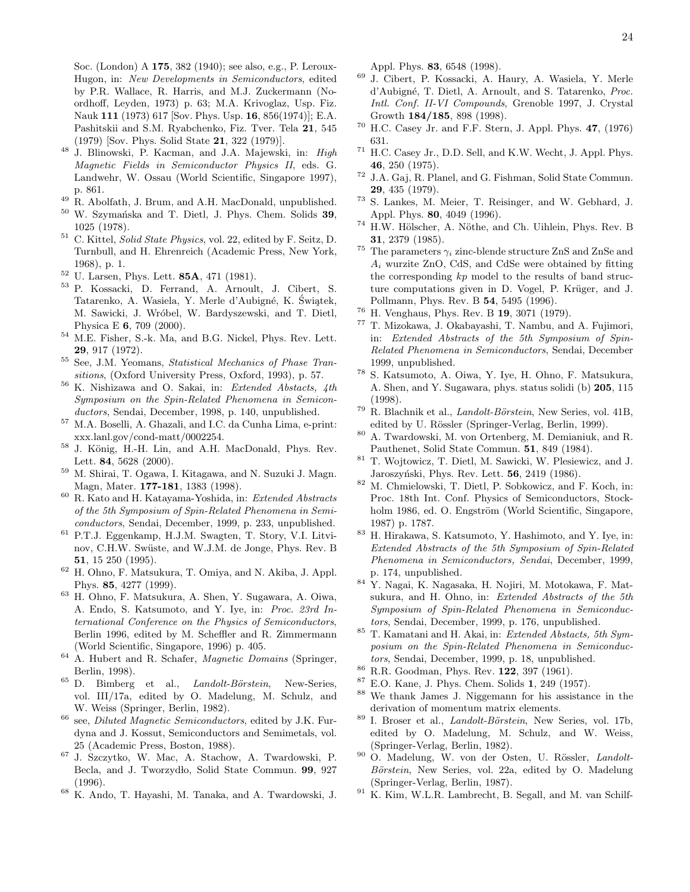Soc. (London) A **175**, 382 (1940); see also, e.g., P. Leroux-Hugon, in: *New Developments in Semiconductors*, edited by P.R. Wallace, R. Harris, and M.J. Zuckermann (Noordhoff, Leyden, 1973) p. 63; M.A. Krivoglaz, Usp. Fiz. Nauk **111** (1973) 617 [Sov. Phys. Usp. **16**, 856(1974)]; E.A. Pashitskii and S.M. Ryabchenko, Fiz. Tver. Tela **21**, 545 (1979) [Sov. Phys. Solid State **21**, 322 (1979)].

[48] J. Blinowski, P. Kacman, and J.A. Majewski, in: *High Magnetic Fields in Semiconductor Physics II*, eds. G. Landwehr, W. Ossau (World Scientific, Singapore 1997), p. 861.

[49] R. Abolfath, J. Brum, and A.H. MacDonald, unpublished.

[50] W. Szymańska and T. Dietl, J. Phys. Chem. Solids **39**, 1025 (1978).

[51] C. Kittel, *Solid State Physics*, vol. 22, edited by F. Seitz, D. Turnbull, and H. Ehrenreich (Academic Press, New York, 1968), p. 1.

[52] U. Larsen, Phys. Lett. **85A**, 471 (1981).

[53] P. Kossacki, D. Ferrand, A. Arnoult, J. Cibert, S. Tatarenko, A. Wasiela, Y. Merle d'Aubigné, K. Świątek, M. Sawicki, J. Wróbel, W. Bardyszewski, and T. Dietl, Physica E **6**, 709 (2000).

[54] M.E. Fisher, S.-k. Ma, and B.G. Nickel, Phys. Rev. Lett. **29**, 917 (1972).

[55] See, J.M. Yeomans, *Statistical Mechanics of Phase Transitions*, (Oxford University Press, Oxford, 1993), p. 57.

[56] K. Nishizawa and O. Sakai, in: *Extended Abstacts, 4th Symposium on the Spin-Related Phenomena in Semiconductors*, Sendai, December, 1998, p. 140, unpublished.

[57] M.A. Boselli, A. Ghazali, and I.C. da Cunha Lima, e-print: xxx.lanl.gov/cond-matt/0002254.

[58] J. König, H.-H. Lin, and A.H. MacDonald, Phys. Rev. Lett. **84**, 5628 (2000).

[59] M. Shirai, T. Ogawa, I. Kitagawa, and N. Suzuki J. Magn. Magn, Mater. **177-181**, 1383 (1998).

[60] R. Kato and H. Katayama-Yoshida, in: *Extended Abstracts of the 5th Symposium of Spin-Related Phenomena in Semiconductors*, Sendai, December, 1999, p. 233, unpublished.

[61] P.T.J. Eggenkamp, H.J.M. Swagten, T. Story, V.I. Litvinov, C.H.W. Swüste, and W.J.M. de Jonge, Phys. Rev. B **51**, 15 250 (1995).

[62] H. Ohno, F. Matsukura, T. Omiya, and N. Akiba, J. Appl. Phys. **85**, 4277 (1999).

[63] H. Ohno, F. Matsukura, A. Shen, Y. Sugawara, A. Oiwa, A. Endo, S. Katsumoto, and Y. Iye, in: *Proc. 23rd International Conference on the Physics of Semiconductors*, Berlin 1996, edited by M. Scheffler and R. Zimmermann (World Scientific, Singapore, 1996) p. 405.

[64] A. Hubert and R. Schafer, *Magnetic Domains* (Springer, Berlin, 1998).

[65] D. Bimberg et al., *Landolt-Börstein*, New-Series, vol. III/17a, edited by O. Madelung, M. Schulz, and W. Weiss (Springer, Berlin, 1982).

[66] see, *Diluted Magnetic Semiconductors*, edited by J.K. Furdyna and J. Kossut, Semiconductors and Semimetals, vol. 25 (Academic Press, Boston, 1988).

[67] J. Szczytko, W. Mac, A. Stachow, A. Twardowski, P. Becla, and J. Tworzydło, Solid State Commun. **99**, 927 (1996).

[68] K. Ando, T. Hayashi, M. Tanaka, and A. Twardowski, J. Appl. Phys. **83**, 6548 (1998).

[69] J. Cibert, P. Kossacki, A. Haury, A. Wasiela, Y. Merle d'Aubigné, T. Dietl, A. Arnoult, and S. Tatarenko, *Proc. Intl. Conf. II-VI Compounds*, Grenoble 1997, J. Crystal Growth **184/185**, 898 (1998).

[70] H.C. Casey Jr. and F.F. Stern, J. Appl. Phys. **47**, (1976) 631.

[71] H.C. Casey Jr., D.D. Sell, and K.W. Wecht, J. Appl. Phys. **46**, 250 (1975).

[72] J.A. Gaj, R. Planel, and G. Fishman, Solid State Commun. **29**, 435 (1979).

[73] S. Lankes, M. Meier, T. Reisinger, and W. Gebhard, J. Appl. Phys. **80**, 4049 (1996).

[74] H.W. Hölscher, A. Nöthe, and Ch. Uihlein, Phys. Rev. B **31**, 2379 (1985).

[75] The parameters $\gamma_i$ zinc-blende structure ZnS and ZnSe and $A_i$ wurzite ZnO, CdS, and CdSe were obtained by fitting the corresponding $kp$ model to the results of band structure computations given in D. Vogel, P. Krüger, and J. Pollmann, Phys. Rev. B **54**, 5495 (1996).

[76] H. Venghaus, Phys. Rev. B **19**, 3071 (1979).

[77] T. Mizokawa, J. Okabayashi, T. Nambu, and A. Fujimori, in: *Extended Abstracts of the 5th Symposium of Spin-Related Phenomena in Semiconductors*, Sendai, December 1999, unpublished.

[78] S. Katsumoto, A. Oiwa, Y. Iye, H. Ohno, F. Matsukura, A. Shen, and Y. Sugawara, phys. status solidi (b) **205**, 115 (1998).

[79] R. Blachnik et al., *Landolt-Börstein*, New Series, vol. 41B, edited by U. Rössler (Springer-Verlag, Berlin, 1999).

[80] A. Twardowski, M. von Ortenberg, M. Demianiuk, and R. Pauthenet, Solid State Commun. **51**, 849 (1984).

[81] T. Wojtowicz, T. Dietl, M. Sawicki, W. Plesiewicz, and J. Jaroszyński, Phys. Rev. Lett. **56**, 2419 (1986).

[82] M. Chmielowski, T. Dietl, P. Sobkowicz, and F. Koch, in: Proc. 18th Int. Conf. Physics of Semiconductors, Stockholm 1986, ed. O. Engström (World Scientific, Singapore, 1987) p. 1787.

[83] H. Hirakawa, S. Katsumoto, Y. Hashimoto, and Y. Iye, in: *Extended Abstracts of the 5th Symposium of Spin-Related Phenomena in Semiconductors, Sendai*, December, 1999, p. 174, unpublished.

[84] Y. Nagai, K. Nagasaka, H. Nojiri, M. Motokawa, F. Matsukura, and H. Ohno, in: *Extended Abstracts of the 5th Symposium of Spin-Related Phenomena in Semiconductors*, Sendai, December, 1999, p. 176, unpublished.

[85] T. Kamatani and H. Akai, in: *Extended Abstacts, 5th Symposium on the Spin-Related Phenomena in Semiconductors*, Sendai, December, 1999, p. 18, unpublished.

[86] R.R. Goodman, Phys. Rev. **122**, 397 (1961).

[87] E.O. Kane, J. Phys. Chem. Solids **1**, 249 (1957).

[88] We thank James J. Niggemann for his assistance in the derivation of momentum matrix elements.

[89] I. Broser et al., *Landolt-Börstein*, New Series, vol. 17b, edited by O. Madelung, M. Schulz, and W. Weiss, (Springer-Verlag, Berlin, 1982).

[90] O. Madelung, W. von der Osten, U. Rössler, *Landolt-Börstein*, New Series, vol. 22a, edited by O. Madelung (Springer-Verlag, Berlin, 1987).

[91] K. Kim, W.L.R. Lambrecht, B. Segall, and M. van Schilf-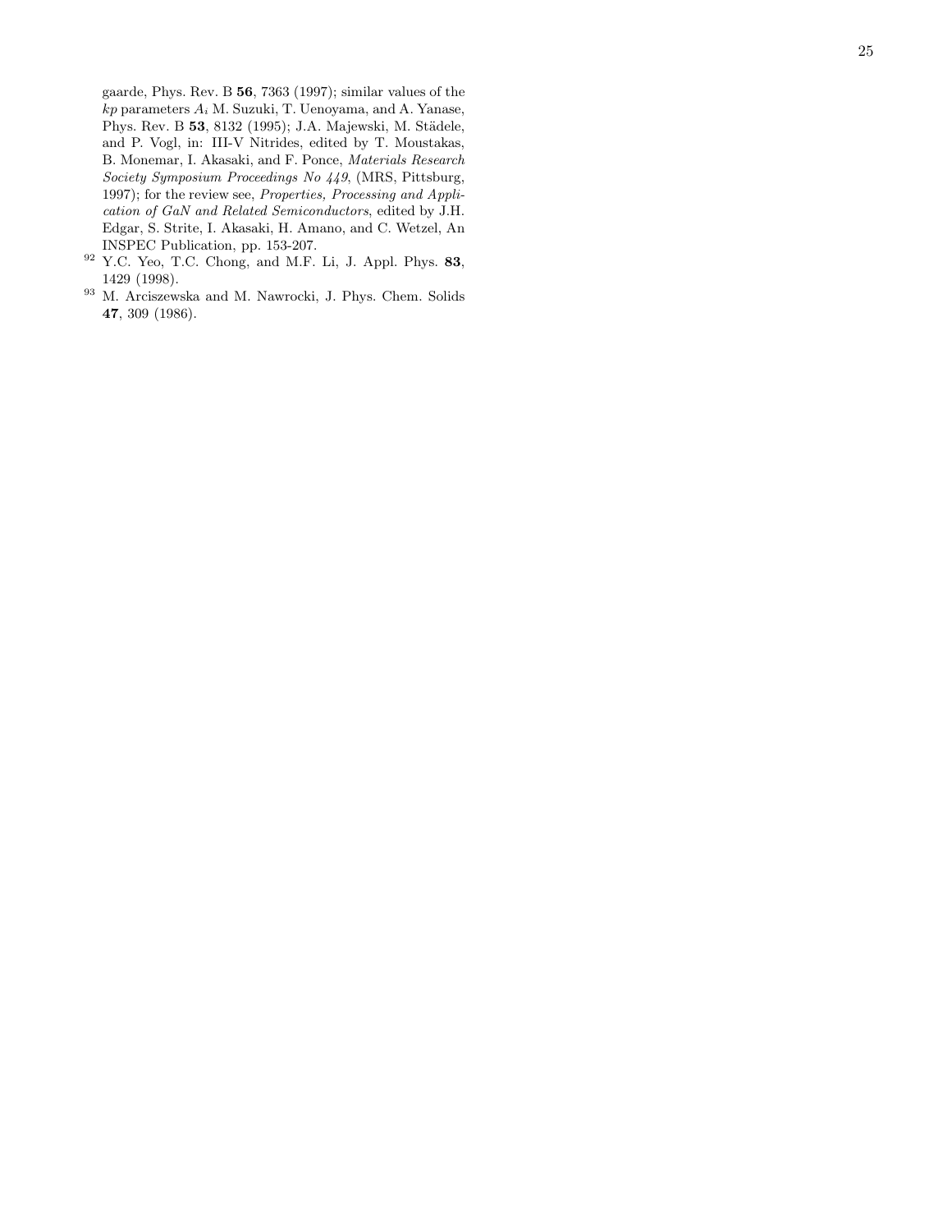gaarde, Phys. Rev. B **56**, 7363 (1997); similar values of the *kp* parameters $A_i$ M. Suzuki, T. Uenoyama, and A. Yanase, Phys. Rev. B **53**, 8132 (1995); J.A. Majewski, M. Städele, and P. Vogl, in: III-V Nitrides, edited by T. Moustakas, B. Monemar, I. Akasaki, and F. Ponce, *Materials Research Society Symposium Proceedings No 449*, (MRS, Pittsburg, 1997); for the review see, *Properties, Processing and Application of GaN and Related Semiconductors*, edited by J.H. Edgar, S. Strite, I. Akasaki, H. Amano, and C. Wetzel, An INSPEC Publication, pp. 153-207.

[92] Y.C. Yeo, T.C. Chong, and M.F. Li, J. Appl. Phys. **83**, 1429 (1998).

[93] M. Arciszewska and M. Nawrocki, J. Phys. Chem. Solids **47**, 309 (1986).